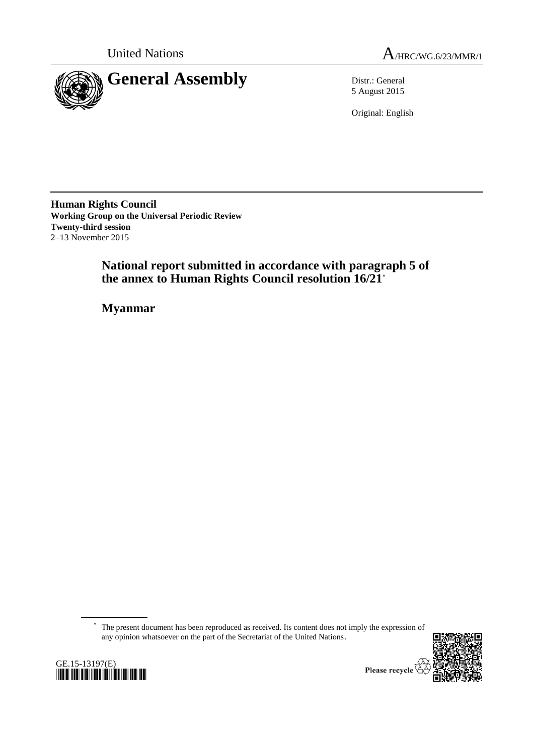United Nations

A/HRC/WG.6/23/MMR/1

# General Assembly

Distr.: General
5 August 2015

Original: English

**Human Rights Council**
**Working Group on the Universal Periodic Review**
**Twenty-third session**
2–13 November 2015

## National report submitted in accordance with paragraph 5 of the annex to Human Rights Council resolution 16/21*

## Myanmar

---

\* The present document has been reproduced as received. Its content does not imply the expression of any opinion whatsoever on the part of the Secretariat of the United Nations.

GE.15-13197(E)

Please recycle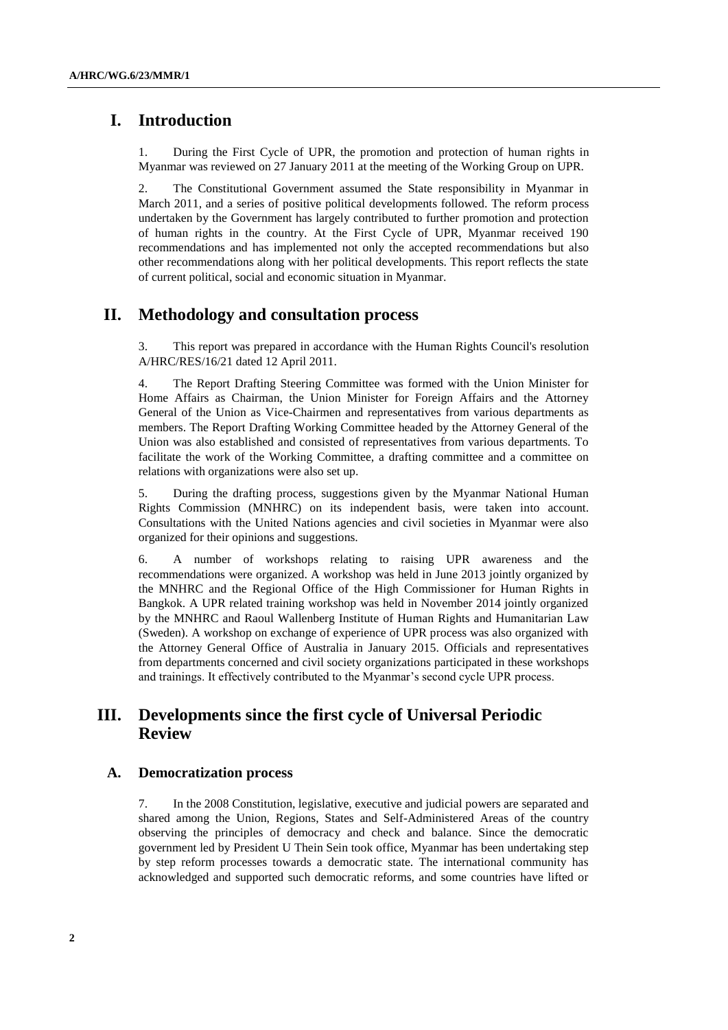# I. Introduction

1. During the First Cycle of UPR, the promotion and protection of human rights in Myanmar was reviewed on 27 January 2011 at the meeting of the Working Group on UPR.

2. The Constitutional Government assumed the State responsibility in Myanmar in March 2011, and a series of positive political developments followed. The reform process undertaken by the Government has largely contributed to further promotion and protection of human rights in the country. At the First Cycle of UPR, Myanmar received 190 recommendations and has implemented not only the accepted recommendations but also other recommendations along with her political developments. This report reflects the state of current political, social and economic situation in Myanmar.

# II. Methodology and consultation process

3. This report was prepared in accordance with the Human Rights Council's resolution A/HRC/RES/16/21 dated 12 April 2011.

4. The Report Drafting Steering Committee was formed with the Union Minister for Home Affairs as Chairman, the Union Minister for Foreign Affairs and the Attorney General of the Union as Vice-Chairmen and representatives from various departments as members. The Report Drafting Working Committee headed by the Attorney General of the Union was also established and consisted of representatives from various departments. To facilitate the work of the Working Committee, a drafting committee and a committee on relations with organizations were also set up.

5. During the drafting process, suggestions given by the Myanmar National Human Rights Commission (MNHRC) on its independent basis, were taken into account. Consultations with the United Nations agencies and civil societies in Myanmar were also organized for their opinions and suggestions.

6. A number of workshops relating to raising UPR awareness and the recommendations were organized. A workshop was held in June 2013 jointly organized by the MNHRC and the Regional Office of the High Commissioner for Human Rights in Bangkok. A UPR related training workshop was held in November 2014 jointly organized by the MNHRC and Raoul Wallenberg Institute of Human Rights and Humanitarian Law (Sweden). A workshop on exchange of experience of UPR process was also organized with the Attorney General Office of Australia in January 2015. Officials and representatives from departments concerned and civil society organizations participated in these workshops and trainings. It effectively contributed to the Myanmar's second cycle UPR process.

# III. Developments since the first cycle of Universal Periodic Review

## A. Democratization process

7. In the 2008 Constitution, legislative, executive and judicial powers are separated and shared among the Union, Regions, States and Self-Administered Areas of the country observing the principles of democracy and check and balance. Since the democratic government led by President U Thein Sein took office, Myanmar has been undertaking step by step reform processes towards a democratic state. The international community has acknowledged and supported such democratic reforms, and some countries have lifted or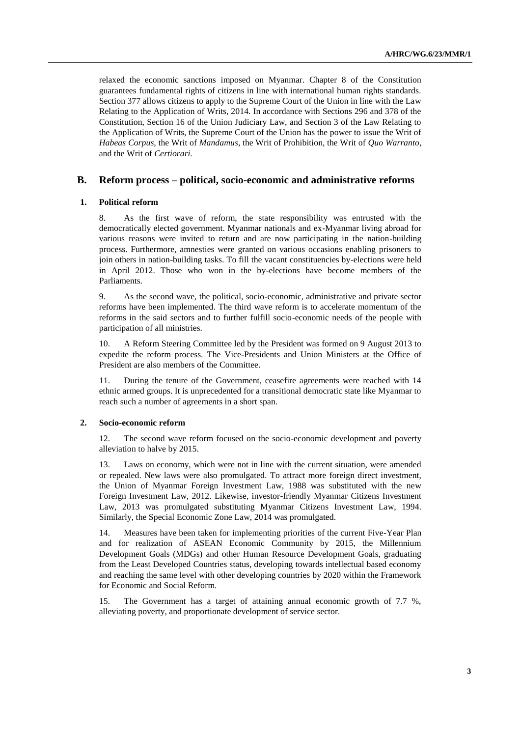relaxed the economic sanctions imposed on Myanmar. Chapter 8 of the Constitution guarantees fundamental rights of citizens in line with international human rights standards. Section 377 allows citizens to apply to the Supreme Court of the Union in line with the Law Relating to the Application of Writs, 2014. In accordance with Sections 296 and 378 of the Constitution, Section 16 of the Union Judiciary Law, and Section 3 of the Law Relating to the Application of Writs, the Supreme Court of the Union has the power to issue the Writ of *Habeas Corpus*, the Writ of *Mandamus*, the Writ of Prohibition, the Writ of *Quo Warranto*, and the Writ of *Certiorari.*

## B. Reform process – political, socio-economic and administrative reforms

### 1. Political reform

8. As the first wave of reform, the state responsibility was entrusted with the democratically elected government. Myanmar nationals and ex-Myanmar living abroad for various reasons were invited to return and are now participating in the nation-building process. Furthermore, amnesties were granted on various occasions enabling prisoners to join others in nation-building tasks. To fill the vacant constituencies by-elections were held in April 2012. Those who won in the by-elections have become members of the Parliaments.

9. As the second wave, the political, socio-economic, administrative and private sector reforms have been implemented. The third wave reform is to accelerate momentum of the reforms in the said sectors and to further fulfill socio-economic needs of the people with participation of all ministries.

10. A Reform Steering Committee led by the President was formed on 9 August 2013 to expedite the reform process. The Vice-Presidents and Union Ministers at the Office of President are also members of the Committee.

11. During the tenure of the Government, ceasefire agreements were reached with 14 ethnic armed groups. It is unprecedented for a transitional democratic state like Myanmar to reach such a number of agreements in a short span.

### 2. Socio-economic reform

12. The second wave reform focused on the socio-economic development and poverty alleviation to halve by 2015.

13. Laws on economy, which were not in line with the current situation, were amended or repealed. New laws were also promulgated. To attract more foreign direct investment, the Union of Myanmar Foreign Investment Law, 1988 was substituted with the new Foreign Investment Law, 2012. Likewise, investor-friendly Myanmar Citizens Investment Law, 2013 was promulgated substituting Myanmar Citizens Investment Law, 1994. Similarly, the Special Economic Zone Law, 2014 was promulgated.

14. Measures have been taken for implementing priorities of the current Five-Year Plan and for realization of ASEAN Economic Community by 2015, the Millennium Development Goals (MDGs) and other Human Resource Development Goals, graduating from the Least Developed Countries status, developing towards intellectual based economy and reaching the same level with other developing countries by 2020 within the Framework for Economic and Social Reform.

15. The Government has a target of attaining annual economic growth of 7.7 %, alleviating poverty, and proportionate development of service sector.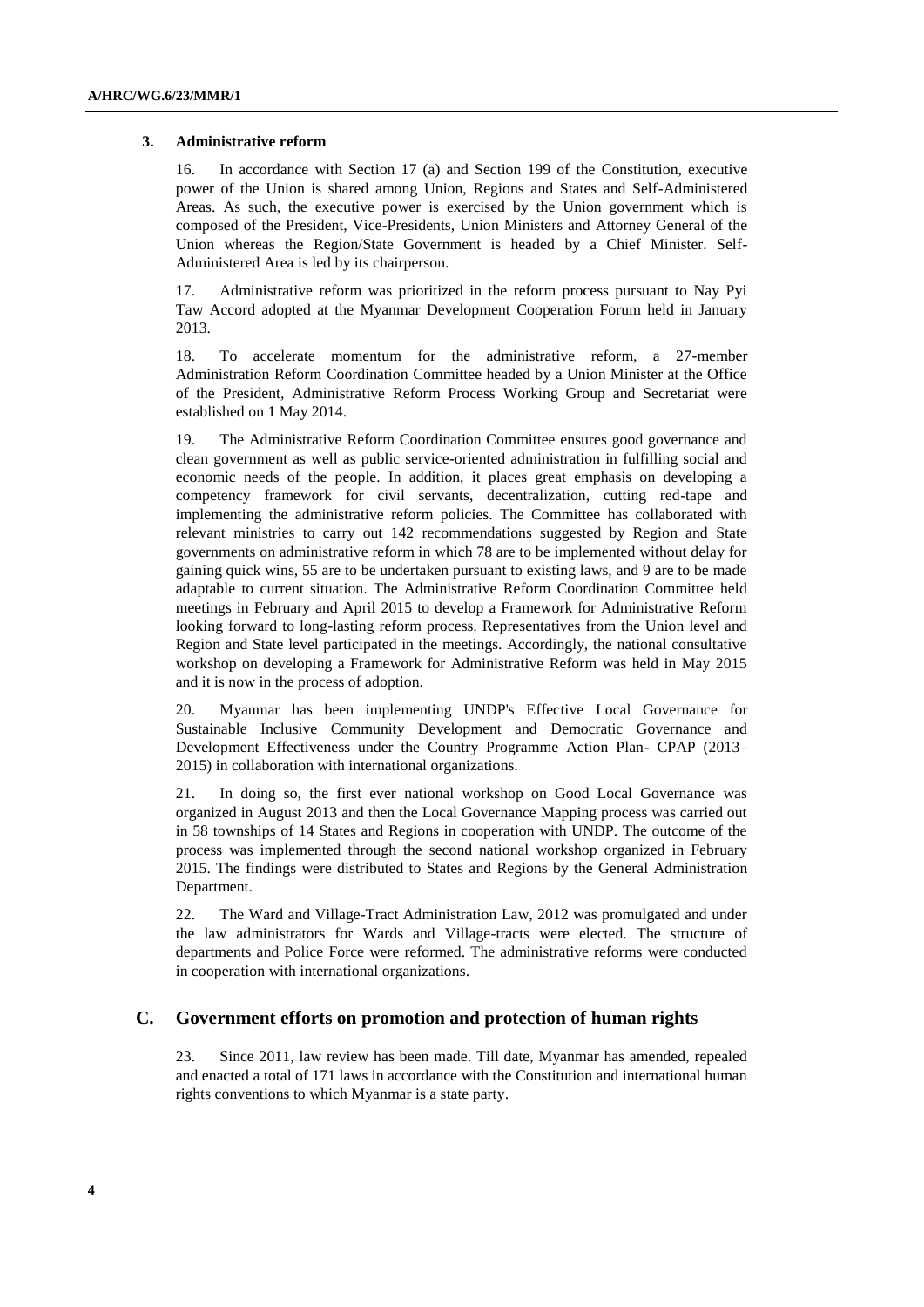### 3. Administrative reform

16. In accordance with Section 17 (a) and Section 199 of the Constitution, executive power of the Union is shared among Union, Regions and States and Self-Administered Areas. As such, the executive power is exercised by the Union government which is composed of the President, Vice-Presidents, Union Ministers and Attorney General of the Union whereas the Region/State Government is headed by a Chief Minister. Self-Administered Area is led by its chairperson.

17. Administrative reform was prioritized in the reform process pursuant to Nay Pyi Taw Accord adopted at the Myanmar Development Cooperation Forum held in January 2013.

18. To accelerate momentum for the administrative reform, a 27-member Administration Reform Coordination Committee headed by a Union Minister at the Office of the President, Administrative Reform Process Working Group and Secretariat were established on 1 May 2014.

19. The Administrative Reform Coordination Committee ensures good governance and clean government as well as public service-oriented administration in fulfilling social and economic needs of the people. In addition, it places great emphasis on developing a competency framework for civil servants, decentralization, cutting red-tape and implementing the administrative reform policies. The Committee has collaborated with relevant ministries to carry out 142 recommendations suggested by Region and State governments on administrative reform in which 78 are to be implemented without delay for gaining quick wins, 55 are to be undertaken pursuant to existing laws, and 9 are to be made adaptable to current situation. The Administrative Reform Coordination Committee held meetings in February and April 2015 to develop a Framework for Administrative Reform looking forward to long-lasting reform process. Representatives from the Union level and Region and State level participated in the meetings. Accordingly, the national consultative workshop on developing a Framework for Administrative Reform was held in May 2015 and it is now in the process of adoption.

20. Myanmar has been implementing UNDP's Effective Local Governance for Sustainable Inclusive Community Development and Democratic Governance and Development Effectiveness under the Country Programme Action Plan- CPAP (2013–2015) in collaboration with international organizations.

21. In doing so, the first ever national workshop on Good Local Governance was organized in August 2013 and then the Local Governance Mapping process was carried out in 58 townships of 14 States and Regions in cooperation with UNDP. The outcome of the process was implemented through the second national workshop organized in February 2015. The findings were distributed to States and Regions by the General Administration Department.

22. The Ward and Village-Tract Administration Law, 2012 was promulgated and under the law administrators for Wards and Village-tracts were elected. The structure of departments and Police Force were reformed. The administrative reforms were conducted in cooperation with international organizations.

## C. Government efforts on promotion and protection of human rights

23. Since 2011, law review has been made. Till date, Myanmar has amended, repealed and enacted a total of 171 laws in accordance with the Constitution and international human rights conventions to which Myanmar is a state party.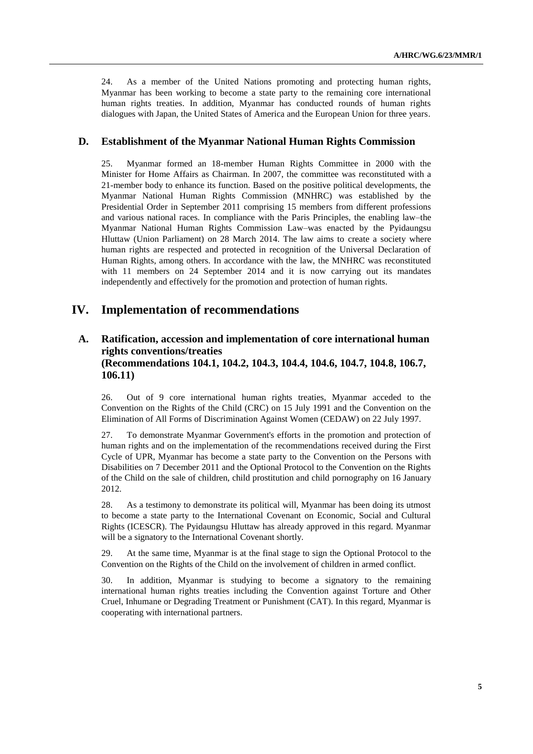24. As a member of the United Nations promoting and protecting human rights, Myanmar has been working to become a state party to the remaining core international human rights treaties. In addition, Myanmar has conducted rounds of human rights dialogues with Japan, the United States of America and the European Union for three years.

## D. Establishment of the Myanmar National Human Rights Commission

25. Myanmar formed an 18-member Human Rights Committee in 2000 with the Minister for Home Affairs as Chairman. In 2007, the committee was reconstituted with a 21-member body to enhance its function. Based on the positive political developments, the Myanmar National Human Rights Commission (MNHRC) was established by the Presidential Order in September 2011 comprising 15 members from different professions and various national races. In compliance with the Paris Principles, the enabling law–the Myanmar National Human Rights Commission Law–was enacted by the Pyidaungsu Hluttaw (Union Parliament) on 28 March 2014. The law aims to create a society where human rights are respected and protected in recognition of the Universal Declaration of Human Rights, among others. In accordance with the law, the MNHRC was reconstituted with 11 members on 24 September 2014 and it is now carrying out its mandates independently and effectively for the promotion and protection of human rights.

# IV. Implementation of recommendations

## A. Ratification, accession and implementation of core international human rights conventions/treaties (Recommendations 104.1, 104.2, 104.3, 104.4, 104.6, 104.7, 104.8, 106.7, 106.11)

26. Out of 9 core international human rights treaties, Myanmar acceded to the Convention on the Rights of the Child (CRC) on 15 July 1991 and the Convention on the Elimination of All Forms of Discrimination Against Women (CEDAW) on 22 July 1997.

27. To demonstrate Myanmar Government's efforts in the promotion and protection of human rights and on the implementation of the recommendations received during the First Cycle of UPR, Myanmar has become a state party to the Convention on the Persons with Disabilities on 7 December 2011 and the Optional Protocol to the Convention on the Rights of the Child on the sale of children, child prostitution and child pornography on 16 January 2012.

28. As a testimony to demonstrate its political will, Myanmar has been doing its utmost to become a state party to the International Covenant on Economic, Social and Cultural Rights (ICESCR). The Pyidaungsu Hluttaw has already approved in this regard. Myanmar will be a signatory to the International Covenant shortly.

29. At the same time, Myanmar is at the final stage to sign the Optional Protocol to the Convention on the Rights of the Child on the involvement of children in armed conflict.

30. In addition, Myanmar is studying to become a signatory to the remaining international human rights treaties including the Convention against Torture and Other Cruel, Inhumane or Degrading Treatment or Punishment (CAT). In this regard, Myanmar is cooperating with international partners.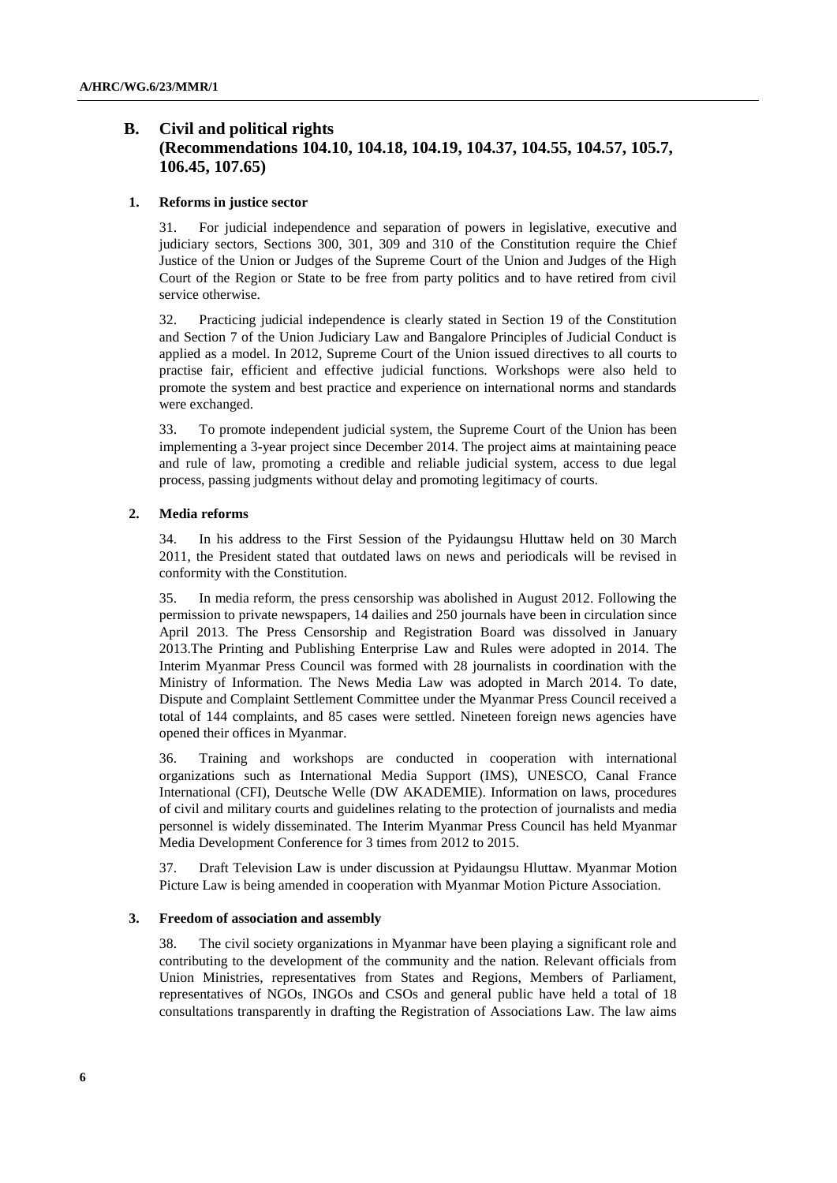## B. Civil and political rights (Recommendations 104.10, 104.18, 104.19, 104.37, 104.55, 104.57, 105.7, 106.45, 107.65)

### 1. Reforms in justice sector

31. For judicial independence and separation of powers in legislative, executive and judiciary sectors, Sections 300, 301, 309 and 310 of the Constitution require the Chief Justice of the Union or Judges of the Supreme Court of the Union and Judges of the High Court of the Region or State to be free from party politics and to have retired from civil service otherwise.

32. Practicing judicial independence is clearly stated in Section 19 of the Constitution and Section 7 of the Union Judiciary Law and Bangalore Principles of Judicial Conduct is applied as a model. In 2012, Supreme Court of the Union issued directives to all courts to practise fair, efficient and effective judicial functions. Workshops were also held to promote the system and best practice and experience on international norms and standards were exchanged.

33. To promote independent judicial system, the Supreme Court of the Union has been implementing a 3-year project since December 2014. The project aims at maintaining peace and rule of law, promoting a credible and reliable judicial system, access to due legal process, passing judgments without delay and promoting legitimacy of courts.

### 2. Media reforms

34. In his address to the First Session of the Pyidaungsu Hluttaw held on 30 March 2011, the President stated that outdated laws on news and periodicals will be revised in conformity with the Constitution.

35. In media reform, the press censorship was abolished in August 2012. Following the permission to private newspapers, 14 dailies and 250 journals have been in circulation since April 2013. The Press Censorship and Registration Board was dissolved in January 2013.The Printing and Publishing Enterprise Law and Rules were adopted in 2014. The Interim Myanmar Press Council was formed with 28 journalists in coordination with the Ministry of Information. The News Media Law was adopted in March 2014. To date, Dispute and Complaint Settlement Committee under the Myanmar Press Council received a total of 144 complaints, and 85 cases were settled. Nineteen foreign news agencies have opened their offices in Myanmar.

36. Training and workshops are conducted in cooperation with international organizations such as International Media Support (IMS), UNESCO, Canal France International (CFI), Deutsche Welle (DW AKADEMIE). Information on laws, procedures of civil and military courts and guidelines relating to the protection of journalists and media personnel is widely disseminated. The Interim Myanmar Press Council has held Myanmar Media Development Conference for 3 times from 2012 to 2015.

37. Draft Television Law is under discussion at Pyidaungsu Hluttaw. Myanmar Motion Picture Law is being amended in cooperation with Myanmar Motion Picture Association.

### 3. Freedom of association and assembly

38. The civil society organizations in Myanmar have been playing a significant role and contributing to the development of the community and the nation. Relevant officials from Union Ministries, representatives from States and Regions, Members of Parliament, representatives of NGOs, INGOs and CSOs and general public have held a total of 18 consultations transparently in drafting the Registration of Associations Law. The law aims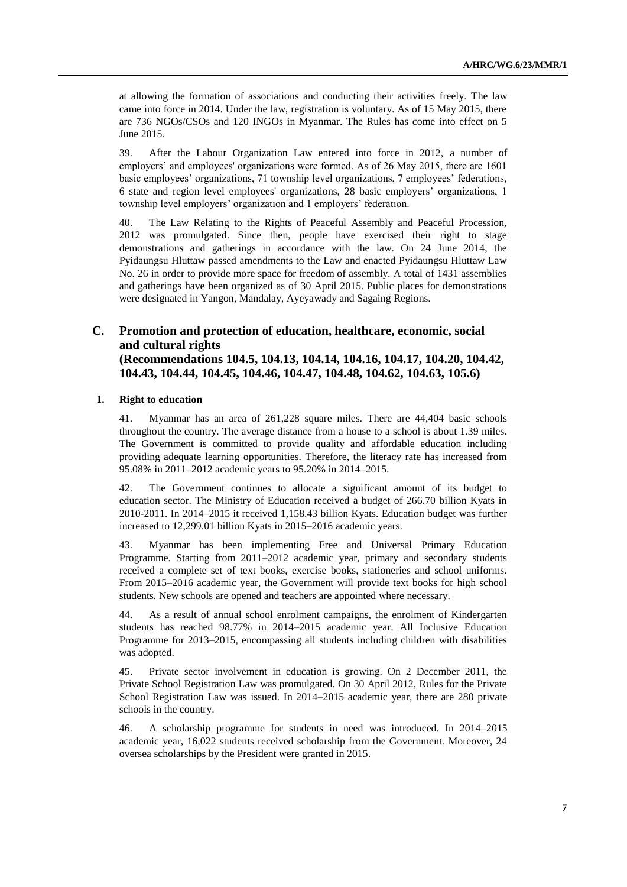at allowing the formation of associations and conducting their activities freely. The law came into force in 2014. Under the law, registration is voluntary. As of 15 May 2015, there are 736 NGOs/CSOs and 120 INGOs in Myanmar. The Rules has come into effect on 5 June 2015.

39. After the Labour Organization Law entered into force in 2012, a number of employers' and employees' organizations were formed. As of 26 May 2015, there are 1601 basic employees' organizations, 71 township level organizations, 7 employees' federations, 6 state and region level employees' organizations, 28 basic employers' organizations, 1 township level employers' organization and 1 employers' federation.

40. The Law Relating to the Rights of Peaceful Assembly and Peaceful Procession, 2012 was promulgated. Since then, people have exercised their right to stage demonstrations and gatherings in accordance with the law. On 24 June 2014, the Pyidaungsu Hluttaw passed amendments to the Law and enacted Pyidaungsu Hluttaw Law No. 26 in order to provide more space for freedom of assembly. A total of 1431 assemblies and gatherings have been organized as of 30 April 2015. Public places for demonstrations were designated in Yangon, Mandalay, Ayeyawady and Sagaing Regions.

## C. Promotion and protection of education, healthcare, economic, social and cultural rights (Recommendations 104.5, 104.13, 104.14, 104.16, 104.17, 104.20, 104.42, 104.43, 104.44, 104.45, 104.46, 104.47, 104.48, 104.62, 104.63, 105.6)

### 1. Right to education

41. Myanmar has an area of 261,228 square miles. There are 44,404 basic schools throughout the country. The average distance from a house to a school is about 1.39 miles. The Government is committed to provide quality and affordable education including providing adequate learning opportunities. Therefore, the literacy rate has increased from 95.08% in 2011–2012 academic years to 95.20% in 2014–2015.

42. The Government continues to allocate a significant amount of its budget to education sector. The Ministry of Education received a budget of 266.70 billion Kyats in 2010-2011. In 2014–2015 it received 1,158.43 billion Kyats. Education budget was further increased to 12,299.01 billion Kyats in 2015–2016 academic years.

43. Myanmar has been implementing Free and Universal Primary Education Programme. Starting from 2011–2012 academic year, primary and secondary students received a complete set of text books, exercise books, stationeries and school uniforms. From 2015–2016 academic year, the Government will provide text books for high school students. New schools are opened and teachers are appointed where necessary.

44. As a result of annual school enrolment campaigns, the enrolment of Kindergarten students has reached 98.77% in 2014–2015 academic year. All Inclusive Education Programme for 2013–2015, encompassing all students including children with disabilities was adopted.

45. Private sector involvement in education is growing. On 2 December 2011, the Private School Registration Law was promulgated. On 30 April 2012, Rules for the Private School Registration Law was issued. In 2014–2015 academic year, there are 280 private schools in the country.

46. A scholarship programme for students in need was introduced. In 2014–2015 academic year, 16,022 students received scholarship from the Government. Moreover, 24 oversea scholarships by the President were granted in 2015.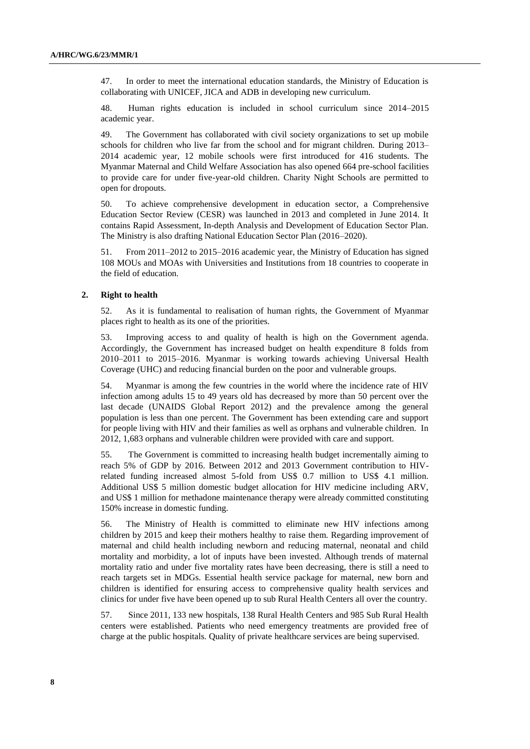47. In order to meet the international education standards, the Ministry of Education is collaborating with UNICEF, JICA and ADB in developing new curriculum.

48. Human rights education is included in school curriculum since 2014–2015 academic year.

49. The Government has collaborated with civil society organizations to set up mobile schools for children who live far from the school and for migrant children. During 2013–2014 academic year, 12 mobile schools were first introduced for 416 students. The Myanmar Maternal and Child Welfare Association has also opened 664 pre-school facilities to provide care for under five-year-old children. Charity Night Schools are permitted to open for dropouts.

50. To achieve comprehensive development in education sector, a Comprehensive Education Sector Review (CESR) was launched in 2013 and completed in June 2014. It contains Rapid Assessment, In-depth Analysis and Development of Education Sector Plan. The Ministry is also drafting National Education Sector Plan (2016–2020).

51. From 2011–2012 to 2015–2016 academic year, the Ministry of Education has signed 108 MOUs and MOAs with Universities and Institutions from 18 countries to cooperate in the field of education.

### 2. Right to health

52. As it is fundamental to realisation of human rights, the Government of Myanmar places right to health as its one of the priorities.

53. Improving access to and quality of health is high on the Government agenda. Accordingly, the Government has increased budget on health expenditure 8 folds from 2010–2011 to 2015–2016. Myanmar is working towards achieving Universal Health Coverage (UHC) and reducing financial burden on the poor and vulnerable groups.

54. Myanmar is among the few countries in the world where the incidence rate of HIV infection among adults 15 to 49 years old has decreased by more than 50 percent over the last decade (UNAIDS Global Report 2012) and the prevalence among the general population is less than one percent. The Government has been extending care and support for people living with HIV and their families as well as orphans and vulnerable children. In 2012, 1,683 orphans and vulnerable children were provided with care and support.

55. The Government is committed to increasing health budget incrementally aiming to reach 5% of GDP by 2016. Between 2012 and 2013 Government contribution to HIV-related funding increased almost 5-fold from US$ 0.7 million to US$ 4.1 million. Additional US$ 5 million domestic budget allocation for HIV medicine including ARV, and US$ 1 million for methadone maintenance therapy were already committed constituting 150% increase in domestic funding.

56. The Ministry of Health is committed to eliminate new HIV infections among children by 2015 and keep their mothers healthy to raise them. Regarding improvement of maternal and child health including newborn and reducing maternal, neonatal and child mortality and morbidity, a lot of inputs have been invested. Although trends of maternal mortality ratio and under five mortality rates have been decreasing, there is still a need to reach targets set in MDGs. Essential health service package for maternal, new born and children is identified for ensuring access to comprehensive quality health services and clinics for under five have been opened up to sub Rural Health Centers all over the country.

57. Since 2011, 133 new hospitals, 138 Rural Health Centers and 985 Sub Rural Health centers were established. Patients who need emergency treatments are provided free of charge at the public hospitals. Quality of private healthcare services are being supervised.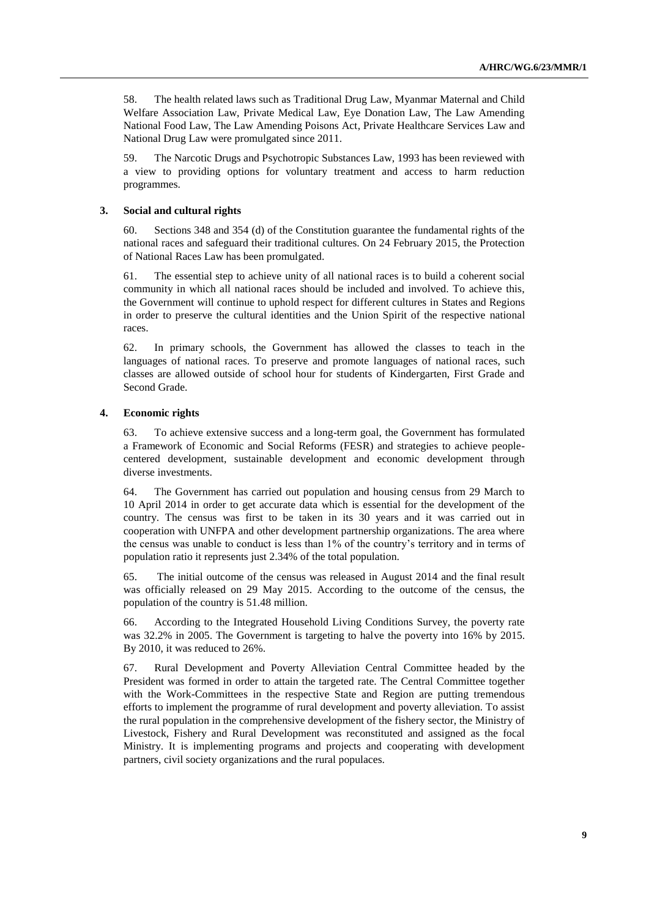58. The health related laws such as Traditional Drug Law, Myanmar Maternal and Child Welfare Association Law, Private Medical Law, Eye Donation Law, The Law Amending National Food Law, The Law Amending Poisons Act, Private Healthcare Services Law and National Drug Law were promulgated since 2011.

59. The Narcotic Drugs and Psychotropic Substances Law, 1993 has been reviewed with a view to providing options for voluntary treatment and access to harm reduction programmes.

### 3. Social and cultural rights

60. Sections 348 and 354 (d) of the Constitution guarantee the fundamental rights of the national races and safeguard their traditional cultures. On 24 February 2015, the Protection of National Races Law has been promulgated.

61. The essential step to achieve unity of all national races is to build a coherent social community in which all national races should be included and involved. To achieve this, the Government will continue to uphold respect for different cultures in States and Regions in order to preserve the cultural identities and the Union Spirit of the respective national races.

62. In primary schools, the Government has allowed the classes to teach in the languages of national races. To preserve and promote languages of national races, such classes are allowed outside of school hour for students of Kindergarten, First Grade and Second Grade.

### 4. Economic rights

63. To achieve extensive success and a long-term goal, the Government has formulated a Framework of Economic and Social Reforms (FESR) and strategies to achieve people-centered development, sustainable development and economic development through diverse investments.

64. The Government has carried out population and housing census from 29 March to 10 April 2014 in order to get accurate data which is essential for the development of the country. The census was first to be taken in its 30 years and it was carried out in cooperation with UNFPA and other development partnership organizations. The area where the census was unable to conduct is less than 1% of the country's territory and in terms of population ratio it represents just 2.34% of the total population.

65. The initial outcome of the census was released in August 2014 and the final result was officially released on 29 May 2015. According to the outcome of the census, the population of the country is 51.48 million.

66. According to the Integrated Household Living Conditions Survey, the poverty rate was 32.2% in 2005. The Government is targeting to halve the poverty into 16% by 2015. By 2010, it was reduced to 26%.

67. Rural Development and Poverty Alleviation Central Committee headed by the President was formed in order to attain the targeted rate. The Central Committee together with the Work-Committees in the respective State and Region are putting tremendous efforts to implement the programme of rural development and poverty alleviation. To assist the rural population in the comprehensive development of the fishery sector, the Ministry of Livestock, Fishery and Rural Development was reconstituted and assigned as the focal Ministry. It is implementing programs and projects and cooperating with development partners, civil society organizations and the rural populaces.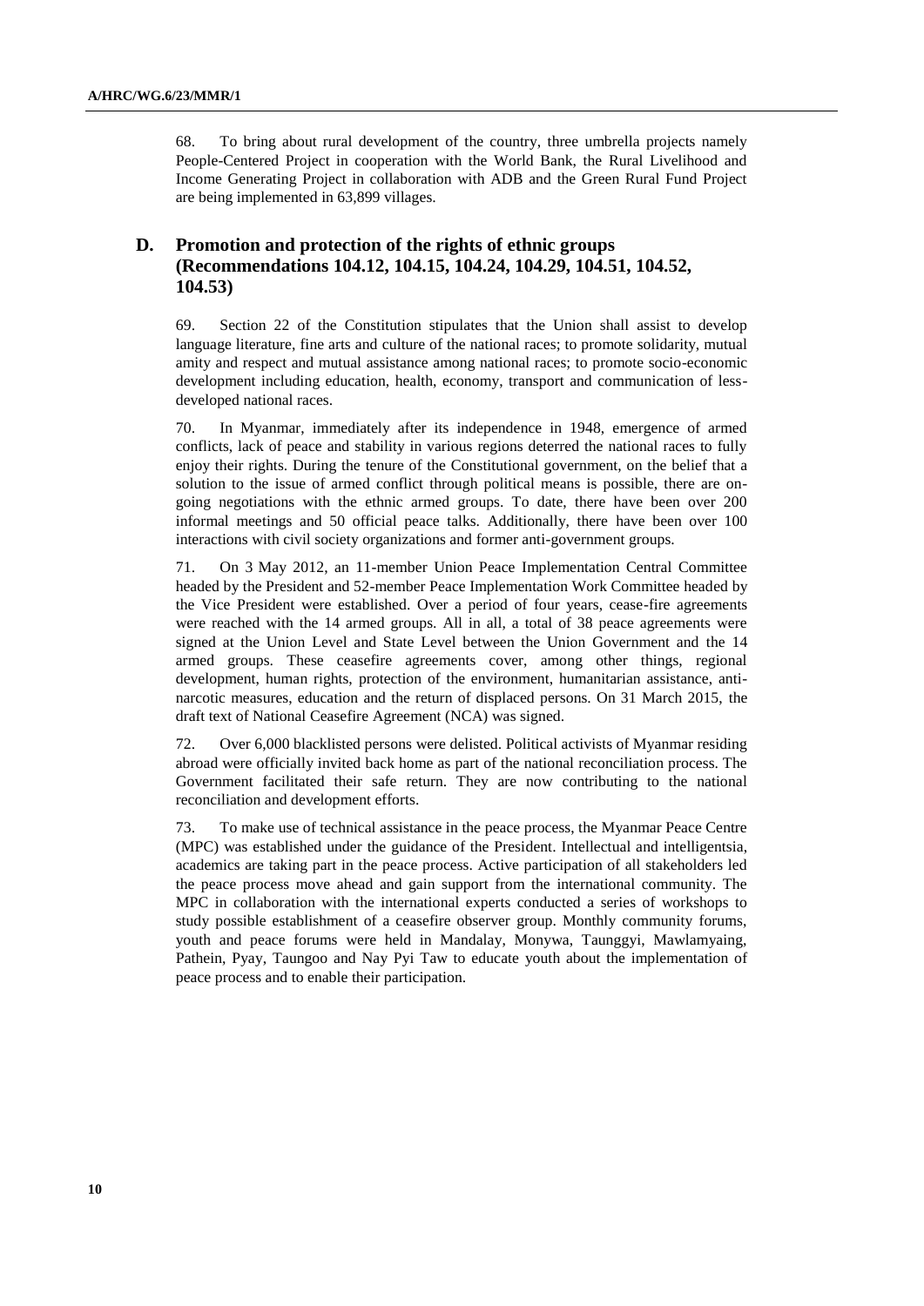68. To bring about rural development of the country, three umbrella projects namely People-Centered Project in cooperation with the World Bank, the Rural Livelihood and Income Generating Project in collaboration with ADB and the Green Rural Fund Project are being implemented in 63,899 villages.

## D. Promotion and protection of the rights of ethnic groups (Recommendations 104.12, 104.15, 104.24, 104.29, 104.51, 104.52, 104.53)

69. Section 22 of the Constitution stipulates that the Union shall assist to develop language literature, fine arts and culture of the national races; to promote solidarity, mutual amity and respect and mutual assistance among national races; to promote socio-economic development including education, health, economy, transport and communication of less-developed national races.

70. In Myanmar, immediately after its independence in 1948, emergence of armed conflicts, lack of peace and stability in various regions deterred the national races to fully enjoy their rights. During the tenure of the Constitutional government, on the belief that a solution to the issue of armed conflict through political means is possible, there are on-going negotiations with the ethnic armed groups. To date, there have been over 200 informal meetings and 50 official peace talks. Additionally, there have been over 100 interactions with civil society organizations and former anti-government groups.

71. On 3 May 2012, an 11-member Union Peace Implementation Central Committee headed by the President and 52-member Peace Implementation Work Committee headed by the Vice President were established. Over a period of four years, cease-fire agreements were reached with the 14 armed groups. All in all, a total of 38 peace agreements were signed at the Union Level and State Level between the Union Government and the 14 armed groups. These ceasefire agreements cover, among other things, regional development, human rights, protection of the environment, humanitarian assistance, anti-narcotic measures, education and the return of displaced persons. On 31 March 2015, the draft text of National Ceasefire Agreement (NCA) was signed.

72. Over 6,000 blacklisted persons were delisted. Political activists of Myanmar residing abroad were officially invited back home as part of the national reconciliation process. The Government facilitated their safe return. They are now contributing to the national reconciliation and development efforts.

73. To make use of technical assistance in the peace process, the Myanmar Peace Centre (MPC) was established under the guidance of the President. Intellectual and intelligentsia, academics are taking part in the peace process. Active participation of all stakeholders led the peace process move ahead and gain support from the international community. The MPC in collaboration with the international experts conducted a series of workshops to study possible establishment of a ceasefire observer group. Monthly community forums, youth and peace forums were held in Mandalay, Monywa, Taunggyi, Mawlamyaing, Pathein, Pyay, Taungoo and Nay Pyi Taw to educate youth about the implementation of peace process and to enable their participation.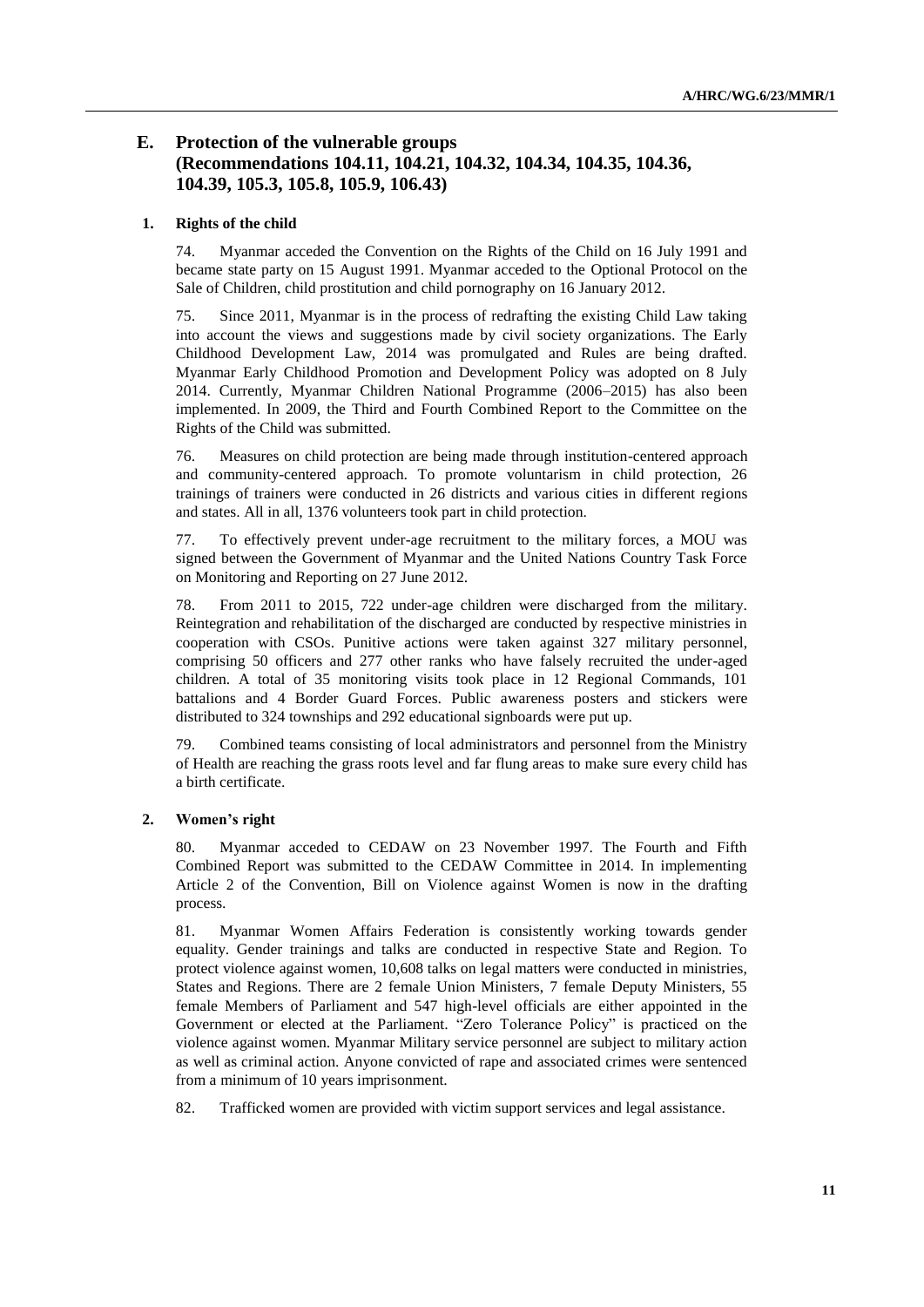## E. Protection of the vulnerable groups (Recommendations 104.11, 104.21, 104.32, 104.34, 104.35, 104.36, 104.39, 105.3, 105.8, 105.9, 106.43)

### 1. Rights of the child

74. Myanmar acceded the Convention on the Rights of the Child on 16 July 1991 and became state party on 15 August 1991. Myanmar acceded to the Optional Protocol on the Sale of Children, child prostitution and child pornography on 16 January 2012.

75. Since 2011, Myanmar is in the process of redrafting the existing Child Law taking into account the views and suggestions made by civil society organizations. The Early Childhood Development Law, 2014 was promulgated and Rules are being drafted. Myanmar Early Childhood Promotion and Development Policy was adopted on 8 July 2014. Currently, Myanmar Children National Programme (2006–2015) has also been implemented. In 2009, the Third and Fourth Combined Report to the Committee on the Rights of the Child was submitted.

76. Measures on child protection are being made through institution-centered approach and community-centered approach. To promote voluntarism in child protection, 26 trainings of trainers were conducted in 26 districts and various cities in different regions and states. All in all, 1376 volunteers took part in child protection.

77. To effectively prevent under-age recruitment to the military forces, a MOU was signed between the Government of Myanmar and the United Nations Country Task Force on Monitoring and Reporting on 27 June 2012.

78. From 2011 to 2015, 722 under-age children were discharged from the military. Reintegration and rehabilitation of the discharged are conducted by respective ministries in cooperation with CSOs. Punitive actions were taken against 327 military personnel, comprising 50 officers and 277 other ranks who have falsely recruited the under-aged children. A total of 35 monitoring visits took place in 12 Regional Commands, 101 battalions and 4 Border Guard Forces. Public awareness posters and stickers were distributed to 324 townships and 292 educational signboards were put up.

79. Combined teams consisting of local administrators and personnel from the Ministry of Health are reaching the grass roots level and far flung areas to make sure every child has a birth certificate.

### 2. Women's right

80. Myanmar acceded to CEDAW on 23 November 1997. The Fourth and Fifth Combined Report was submitted to the CEDAW Committee in 2014. In implementing Article 2 of the Convention, Bill on Violence against Women is now in the drafting process.

81. Myanmar Women Affairs Federation is consistently working towards gender equality. Gender trainings and talks are conducted in respective State and Region. To protect violence against women, 10,608 talks on legal matters were conducted in ministries, States and Regions. There are 2 female Union Ministers, 7 female Deputy Ministers, 55 female Members of Parliament and 547 high-level officials are either appointed in the Government or elected at the Parliament. "Zero Tolerance Policy" is practiced on the violence against women. Myanmar Military service personnel are subject to military action as well as criminal action. Anyone convicted of rape and associated crimes were sentenced from a minimum of 10 years imprisonment.

82. Trafficked women are provided with victim support services and legal assistance.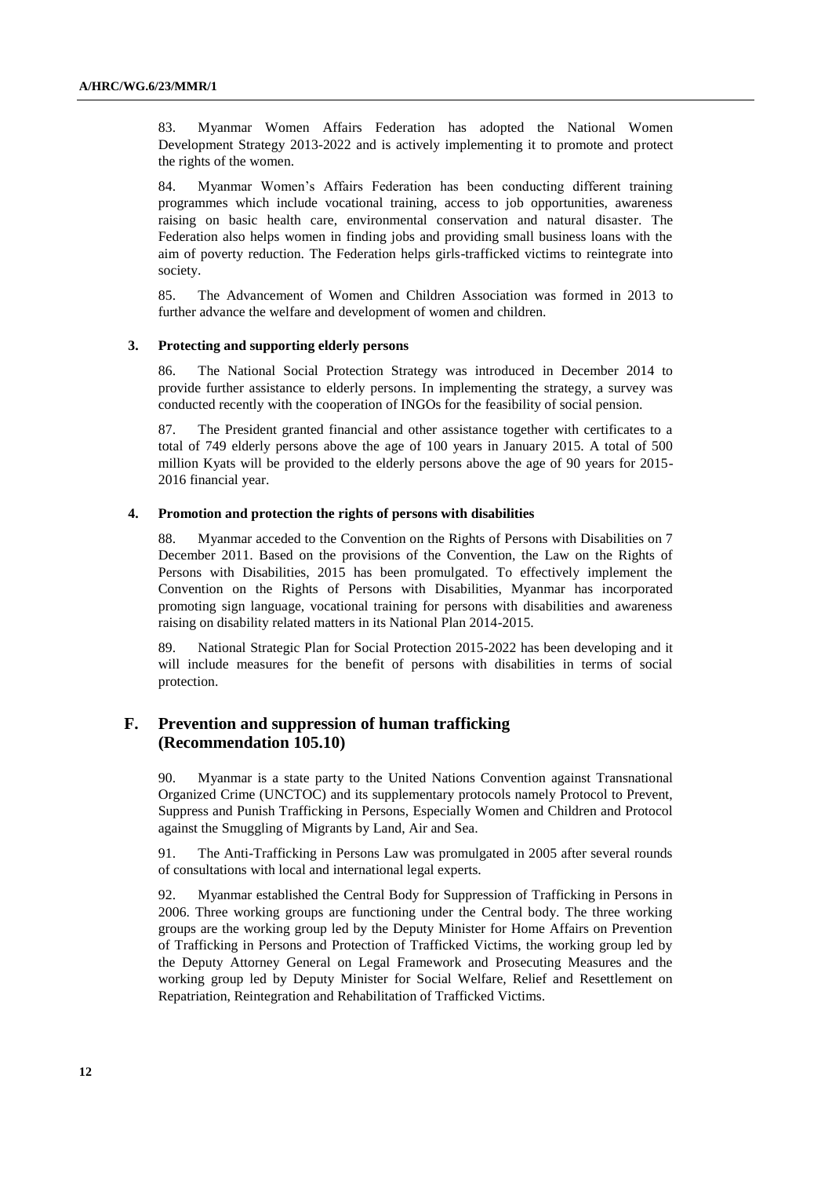83. Myanmar Women Affairs Federation has adopted the National Women Development Strategy 2013-2022 and is actively implementing it to promote and protect the rights of the women.

84. Myanmar Women's Affairs Federation has been conducting different training programmes which include vocational training, access to job opportunities, awareness raising on basic health care, environmental conservation and natural disaster. The Federation also helps women in finding jobs and providing small business loans with the aim of poverty reduction. The Federation helps girls-trafficked victims to reintegrate into society.

85. The Advancement of Women and Children Association was formed in 2013 to further advance the welfare and development of women and children.

### 3. Protecting and supporting elderly persons

86. The National Social Protection Strategy was introduced in December 2014 to provide further assistance to elderly persons. In implementing the strategy, a survey was conducted recently with the cooperation of INGOs for the feasibility of social pension.

87. The President granted financial and other assistance together with certificates to a total of 749 elderly persons above the age of 100 years in January 2015. A total of 500 million Kyats will be provided to the elderly persons above the age of 90 years for 2015-2016 financial year.

### 4. Promotion and protection the rights of persons with disabilities

88. Myanmar acceded to the Convention on the Rights of Persons with Disabilities on 7 December 2011. Based on the provisions of the Convention, the Law on the Rights of Persons with Disabilities, 2015 has been promulgated. To effectively implement the Convention on the Rights of Persons with Disabilities, Myanmar has incorporated promoting sign language, vocational training for persons with disabilities and awareness raising on disability related matters in its National Plan 2014-2015.

89. National Strategic Plan for Social Protection 2015-2022 has been developing and it will include measures for the benefit of persons with disabilities in terms of social protection.

## F. Prevention and suppression of human trafficking (Recommendation 105.10)

90. Myanmar is a state party to the United Nations Convention against Transnational Organized Crime (UNCTOC) and its supplementary protocols namely Protocol to Prevent, Suppress and Punish Trafficking in Persons, Especially Women and Children and Protocol against the Smuggling of Migrants by Land, Air and Sea.

91. The Anti-Trafficking in Persons Law was promulgated in 2005 after several rounds of consultations with local and international legal experts.

92. Myanmar established the Central Body for Suppression of Trafficking in Persons in 2006. Three working groups are functioning under the Central body. The three working groups are the working group led by the Deputy Minister for Home Affairs on Prevention of Trafficking in Persons and Protection of Trafficked Victims, the working group led by the Deputy Attorney General on Legal Framework and Prosecuting Measures and the working group led by Deputy Minister for Social Welfare, Relief and Resettlement on Repatriation, Reintegration and Rehabilitation of Trafficked Victims.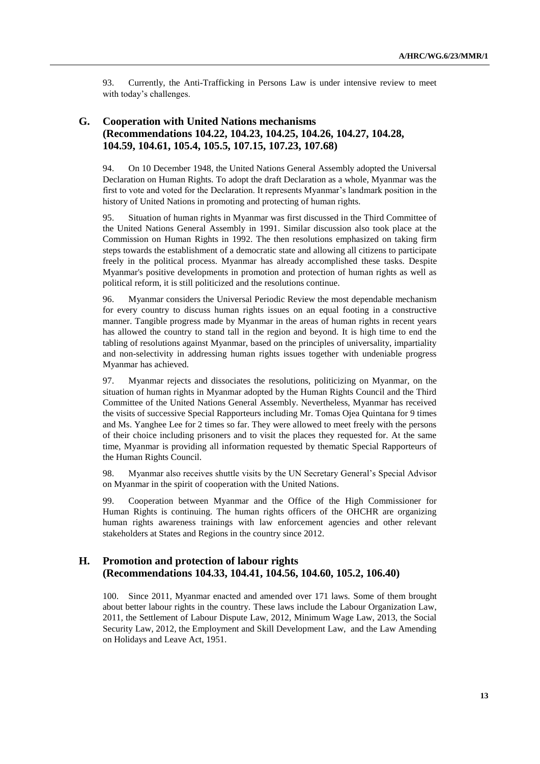93. Currently, the Anti-Trafficking in Persons Law is under intensive review to meet with today's challenges.

## G. Cooperation with United Nations mechanisms (Recommendations 104.22, 104.23, 104.25, 104.26, 104.27, 104.28, 104.59, 104.61, 105.4, 105.5, 107.15, 107.23, 107.68)

94. On 10 December 1948, the United Nations General Assembly adopted the Universal Declaration on Human Rights. To adopt the draft Declaration as a whole, Myanmar was the first to vote and voted for the Declaration. It represents Myanmar's landmark position in the history of United Nations in promoting and protecting of human rights.

95. Situation of human rights in Myanmar was first discussed in the Third Committee of the United Nations General Assembly in 1991. Similar discussion also took place at the Commission on Human Rights in 1992. The then resolutions emphasized on taking firm steps towards the establishment of a democratic state and allowing all citizens to participate freely in the political process. Myanmar has already accomplished these tasks. Despite Myanmar's positive developments in promotion and protection of human rights as well as political reform, it is still politicized and the resolutions continue.

96. Myanmar considers the Universal Periodic Review the most dependable mechanism for every country to discuss human rights issues on an equal footing in a constructive manner. Tangible progress made by Myanmar in the areas of human rights in recent years has allowed the country to stand tall in the region and beyond. It is high time to end the tabling of resolutions against Myanmar, based on the principles of universality, impartiality and non-selectivity in addressing human rights issues together with undeniable progress Myanmar has achieved.

97. Myanmar rejects and dissociates the resolutions, politicizing on Myanmar, on the situation of human rights in Myanmar adopted by the Human Rights Council and the Third Committee of the United Nations General Assembly. Nevertheless, Myanmar has received the visits of successive Special Rapporteurs including Mr. Tomas Ojea Quintana for 9 times and Ms. Yanghee Lee for 2 times so far. They were allowed to meet freely with the persons of their choice including prisoners and to visit the places they requested for. At the same time, Myanmar is providing all information requested by thematic Special Rapporteurs of the Human Rights Council.

98. Myanmar also receives shuttle visits by the UN Secretary General's Special Advisor on Myanmar in the spirit of cooperation with the United Nations.

99. Cooperation between Myanmar and the Office of the High Commissioner for Human Rights is continuing. The human rights officers of the OHCHR are organizing human rights awareness trainings with law enforcement agencies and other relevant stakeholders at States and Regions in the country since 2012.

## H. Promotion and protection of labour rights (Recommendations 104.33, 104.41, 104.56, 104.60, 105.2, 106.40)

100. Since 2011, Myanmar enacted and amended over 171 laws. Some of them brought about better labour rights in the country. These laws include the Labour Organization Law, 2011, the Settlement of Labour Dispute Law, 2012, Minimum Wage Law, 2013, the Social Security Law, 2012, the Employment and Skill Development Law, and the Law Amending on Holidays and Leave Act, 1951.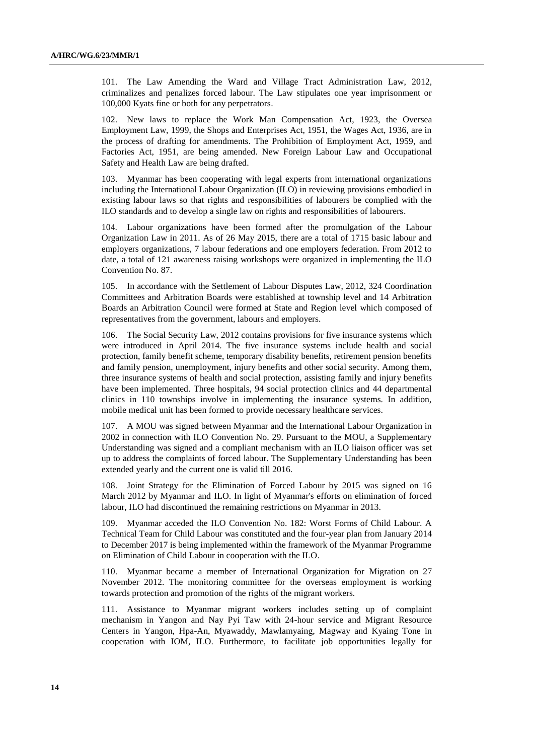101. The Law Amending the Ward and Village Tract Administration Law, 2012, criminalizes and penalizes forced labour. The Law stipulates one year imprisonment or 100,000 Kyats fine or both for any perpetrators.

102. New laws to replace the Work Man Compensation Act, 1923, the Oversea Employment Law, 1999, the Shops and Enterprises Act, 1951, the Wages Act, 1936, are in the process of drafting for amendments. The Prohibition of Employment Act, 1959, and Factories Act, 1951, are being amended. New Foreign Labour Law and Occupational Safety and Health Law are being drafted.

103. Myanmar has been cooperating with legal experts from international organizations including the International Labour Organization (ILO) in reviewing provisions embodied in existing labour laws so that rights and responsibilities of labourers be complied with the ILO standards and to develop a single law on rights and responsibilities of labourers.

104. Labour organizations have been formed after the promulgation of the Labour Organization Law in 2011. As of 26 May 2015, there are a total of 1715 basic labour and employers organizations, 7 labour federations and one employers federation. From 2012 to date, a total of 121 awareness raising workshops were organized in implementing the ILO Convention No. 87.

105. In accordance with the Settlement of Labour Disputes Law, 2012, 324 Coordination Committees and Arbitration Boards were established at township level and 14 Arbitration Boards an Arbitration Council were formed at State and Region level which composed of representatives from the government, labours and employers.

106. The Social Security Law, 2012 contains provisions for five insurance systems which were introduced in April 2014. The five insurance systems include health and social protection, family benefit scheme, temporary disability benefits, retirement pension benefits and family pension, unemployment, injury benefits and other social security. Among them, three insurance systems of health and social protection, assisting family and injury benefits have been implemented. Three hospitals, 94 social protection clinics and 44 departmental clinics in 110 townships involve in implementing the insurance systems. In addition, mobile medical unit has been formed to provide necessary healthcare services.

107. A MOU was signed between Myanmar and the International Labour Organization in 2002 in connection with ILO Convention No. 29. Pursuant to the MOU, a Supplementary Understanding was signed and a compliant mechanism with an ILO liaison officer was set up to address the complaints of forced labour. The Supplementary Understanding has been extended yearly and the current one is valid till 2016.

108. Joint Strategy for the Elimination of Forced Labour by 2015 was signed on 16 March 2012 by Myanmar and ILO. In light of Myanmar's efforts on elimination of forced labour, ILO had discontinued the remaining restrictions on Myanmar in 2013.

109. Myanmar acceded the ILO Convention No. 182: Worst Forms of Child Labour. A Technical Team for Child Labour was constituted and the four-year plan from January 2014 to December 2017 is being implemented within the framework of the Myanmar Programme on Elimination of Child Labour in cooperation with the ILO.

110. Myanmar became a member of International Organization for Migration on 27 November 2012. The monitoring committee for the overseas employment is working towards protection and promotion of the rights of the migrant workers.

111. Assistance to Myanmar migrant workers includes setting up of complaint mechanism in Yangon and Nay Pyi Taw with 24-hour service and Migrant Resource Centers in Yangon, Hpa-An, Myawaddy, Mawlamyaing, Magway and Kyaing Tone in cooperation with IOM, ILO. Furthermore, to facilitate job opportunities legally for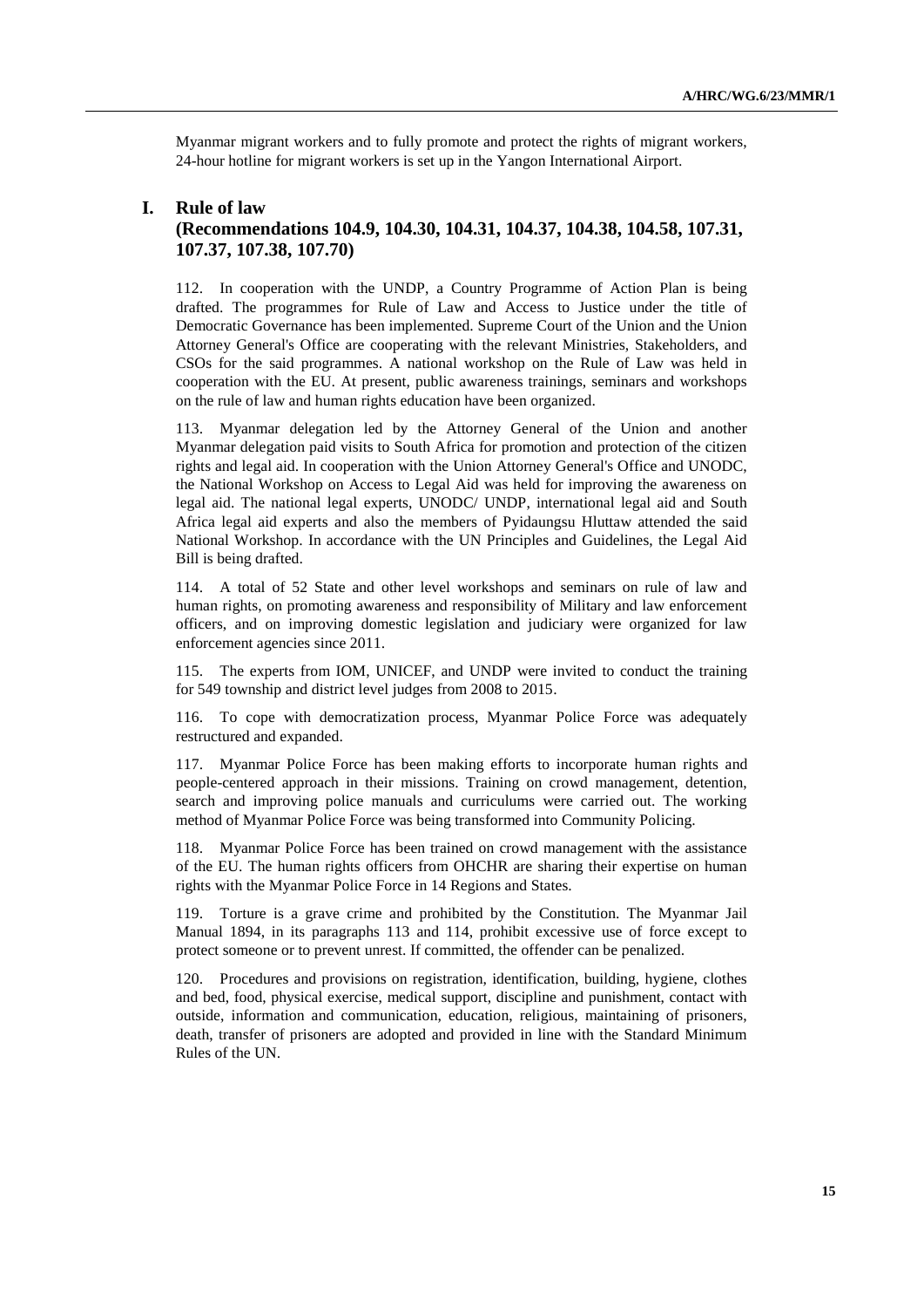Myanmar migrant workers and to fully promote and protect the rights of migrant workers, 24-hour hotline for migrant workers is set up in the Yangon International Airport.

## I. Rule of law (Recommendations 104.9, 104.30, 104.31, 104.37, 104.38, 104.58, 107.31, 107.37, 107.38, 107.70)

112. In cooperation with the UNDP, a Country Programme of Action Plan is being drafted. The programmes for Rule of Law and Access to Justice under the title of Democratic Governance has been implemented. Supreme Court of the Union and the Union Attorney General's Office are cooperating with the relevant Ministries, Stakeholders, and CSOs for the said programmes. A national workshop on the Rule of Law was held in cooperation with the EU. At present, public awareness trainings, seminars and workshops on the rule of law and human rights education have been organized.

113. Myanmar delegation led by the Attorney General of the Union and another Myanmar delegation paid visits to South Africa for promotion and protection of the citizen rights and legal aid. In cooperation with the Union Attorney General's Office and UNODC, the National Workshop on Access to Legal Aid was held for improving the awareness on legal aid. The national legal experts, UNODC/ UNDP, international legal aid and South Africa legal aid experts and also the members of Pyidaungsu Hluttaw attended the said National Workshop. In accordance with the UN Principles and Guidelines, the Legal Aid Bill is being drafted.

114. A total of 52 State and other level workshops and seminars on rule of law and human rights, on promoting awareness and responsibility of Military and law enforcement officers, and on improving domestic legislation and judiciary were organized for law enforcement agencies since 2011.

115. The experts from IOM, UNICEF, and UNDP were invited to conduct the training for 549 township and district level judges from 2008 to 2015.

116. To cope with democratization process, Myanmar Police Force was adequately restructured and expanded.

117. Myanmar Police Force has been making efforts to incorporate human rights and people-centered approach in their missions. Training on crowd management, detention, search and improving police manuals and curriculums were carried out. The working method of Myanmar Police Force was being transformed into Community Policing.

118. Myanmar Police Force has been trained on crowd management with the assistance of the EU. The human rights officers from OHCHR are sharing their expertise on human rights with the Myanmar Police Force in 14 Regions and States.

119. Torture is a grave crime and prohibited by the Constitution. The Myanmar Jail Manual 1894, in its paragraphs 113 and 114, prohibit excessive use of force except to protect someone or to prevent unrest. If committed, the offender can be penalized.

120. Procedures and provisions on registration, identification, building, hygiene, clothes and bed, food, physical exercise, medical support, discipline and punishment, contact with outside, information and communication, education, religious, maintaining of prisoners, death, transfer of prisoners are adopted and provided in line with the Standard Minimum Rules of the UN.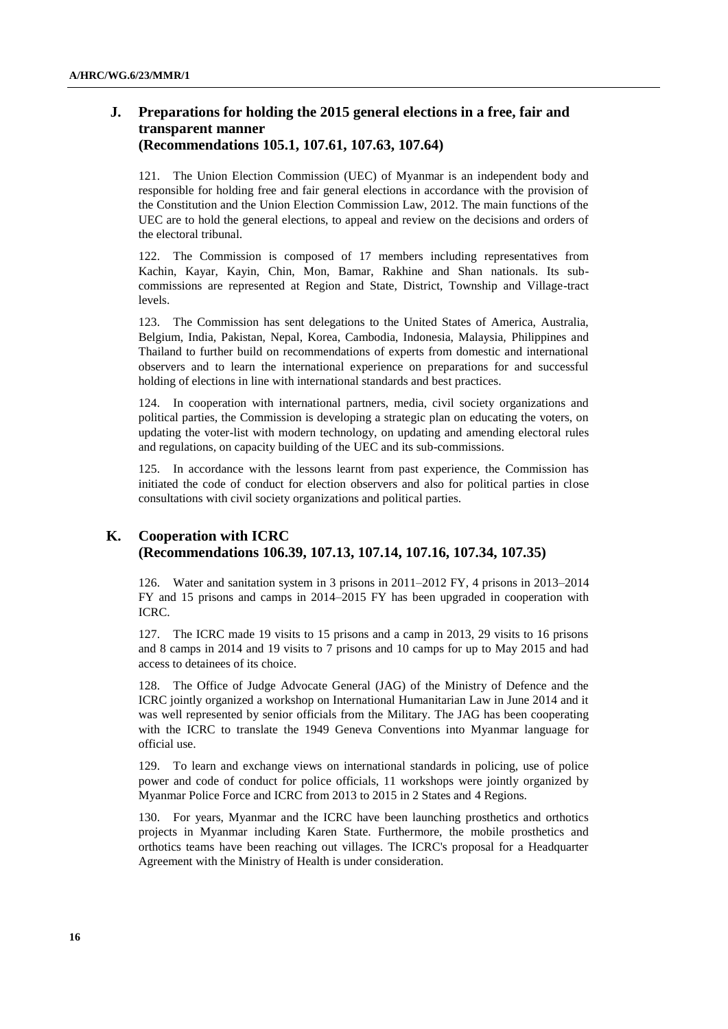## J. Preparations for holding the 2015 general elections in a free, fair and transparent manner (Recommendations 105.1, 107.61, 107.63, 107.64)

121. The Union Election Commission (UEC) of Myanmar is an independent body and responsible for holding free and fair general elections in accordance with the provision of the Constitution and the Union Election Commission Law, 2012. The main functions of the UEC are to hold the general elections, to appeal and review on the decisions and orders of the electoral tribunal.

122. The Commission is composed of 17 members including representatives from Kachin, Kayar, Kayin, Chin, Mon, Bamar, Rakhine and Shan nationals. Its sub-commissions are represented at Region and State, District, Township and Village-tract levels.

123. The Commission has sent delegations to the United States of America, Australia, Belgium, India, Pakistan, Nepal, Korea, Cambodia, Indonesia, Malaysia, Philippines and Thailand to further build on recommendations of experts from domestic and international observers and to learn the international experience on preparations for and successful holding of elections in line with international standards and best practices.

124. In cooperation with international partners, media, civil society organizations and political parties, the Commission is developing a strategic plan on educating the voters, on updating the voter-list with modern technology, on updating and amending electoral rules and regulations, on capacity building of the UEC and its sub-commissions.

125. In accordance with the lessons learnt from past experience, the Commission has initiated the code of conduct for election observers and also for political parties in close consultations with civil society organizations and political parties.

## K. Cooperation with ICRC (Recommendations 106.39, 107.13, 107.14, 107.16, 107.34, 107.35)

126. Water and sanitation system in 3 prisons in 2011–2012 FY, 4 prisons in 2013–2014 FY and 15 prisons and camps in 2014–2015 FY has been upgraded in cooperation with ICRC.

127. The ICRC made 19 visits to 15 prisons and a camp in 2013, 29 visits to 16 prisons and 8 camps in 2014 and 19 visits to 7 prisons and 10 camps for up to May 2015 and had access to detainees of its choice.

128. The Office of Judge Advocate General (JAG) of the Ministry of Defence and the ICRC jointly organized a workshop on International Humanitarian Law in June 2014 and it was well represented by senior officials from the Military. The JAG has been cooperating with the ICRC to translate the 1949 Geneva Conventions into Myanmar language for official use.

129. To learn and exchange views on international standards in policing, use of police power and code of conduct for police officials, 11 workshops were jointly organized by Myanmar Police Force and ICRC from 2013 to 2015 in 2 States and 4 Regions.

130. For years, Myanmar and the ICRC have been launching prosthetics and orthotics projects in Myanmar including Karen State. Furthermore, the mobile prosthetics and orthotics teams have been reaching out villages. The ICRC's proposal for a Headquarter Agreement with the Ministry of Health is under consideration.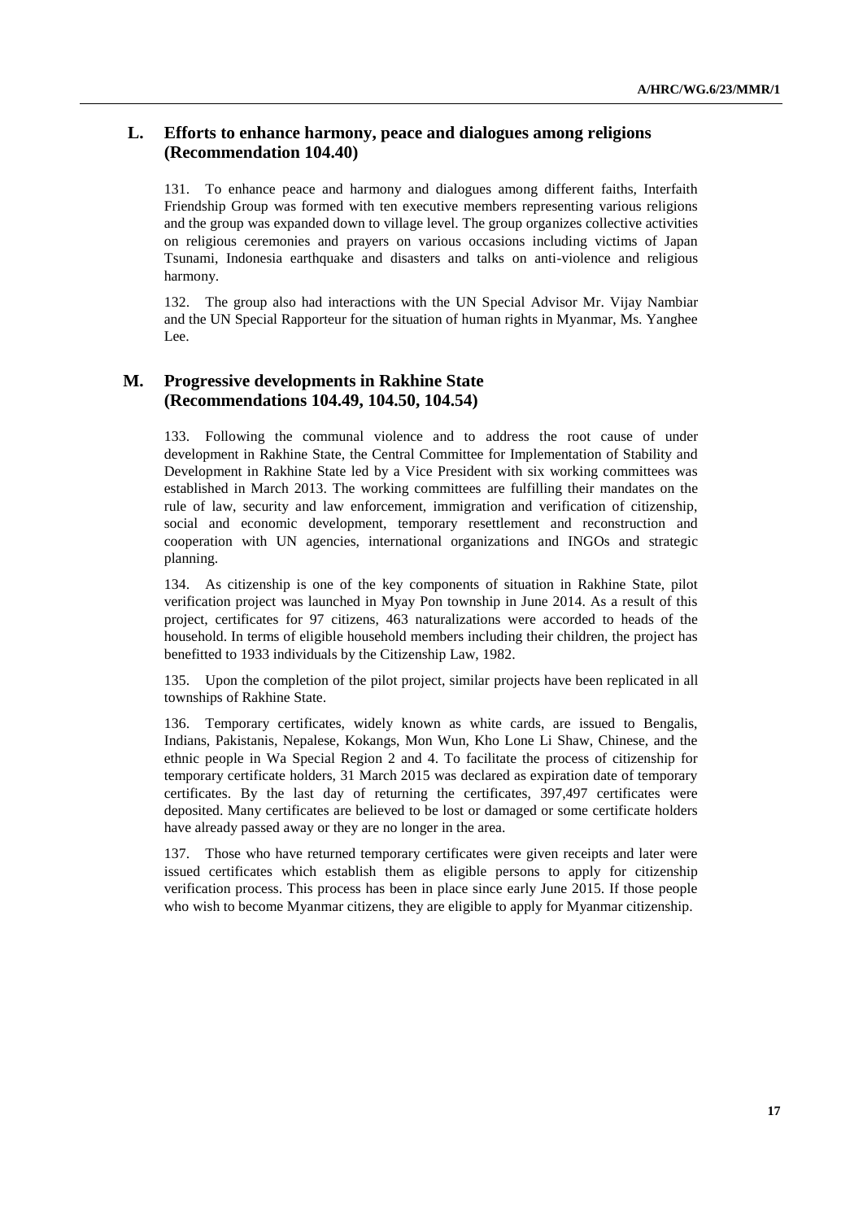## L. Efforts to enhance harmony, peace and dialogues among religions (Recommendation 104.40)

131. To enhance peace and harmony and dialogues among different faiths, Interfaith Friendship Group was formed with ten executive members representing various religions and the group was expanded down to village level. The group organizes collective activities on religious ceremonies and prayers on various occasions including victims of Japan Tsunami, Indonesia earthquake and disasters and talks on anti-violence and religious harmony.

132. The group also had interactions with the UN Special Advisor Mr. Vijay Nambiar and the UN Special Rapporteur for the situation of human rights in Myanmar, Ms. Yanghee Lee.

## M. Progressive developments in Rakhine State (Recommendations 104.49, 104.50, 104.54)

133. Following the communal violence and to address the root cause of under development in Rakhine State, the Central Committee for Implementation of Stability and Development in Rakhine State led by a Vice President with six working committees was established in March 2013. The working committees are fulfilling their mandates on the rule of law, security and law enforcement, immigration and verification of citizenship, social and economic development, temporary resettlement and reconstruction and cooperation with UN agencies, international organizations and INGOs and strategic planning.

134. As citizenship is one of the key components of situation in Rakhine State, pilot verification project was launched in Myay Pon township in June 2014. As a result of this project, certificates for 97 citizens, 463 naturalizations were accorded to heads of the household. In terms of eligible household members including their children, the project has benefitted to 1933 individuals by the Citizenship Law, 1982.

135. Upon the completion of the pilot project, similar projects have been replicated in all townships of Rakhine State.

136. Temporary certificates, widely known as white cards, are issued to Bengalis, Indians, Pakistanis, Nepalese, Kokangs, Mon Wun, Kho Lone Li Shaw, Chinese, and the ethnic people in Wa Special Region 2 and 4. To facilitate the process of citizenship for temporary certificate holders, 31 March 2015 was declared as expiration date of temporary certificates. By the last day of returning the certificates, 397,497 certificates were deposited. Many certificates are believed to be lost or damaged or some certificate holders have already passed away or they are no longer in the area.

137. Those who have returned temporary certificates were given receipts and later were issued certificates which establish them as eligible persons to apply for citizenship verification process. This process has been in place since early June 2015. If those people who wish to become Myanmar citizens, they are eligible to apply for Myanmar citizenship.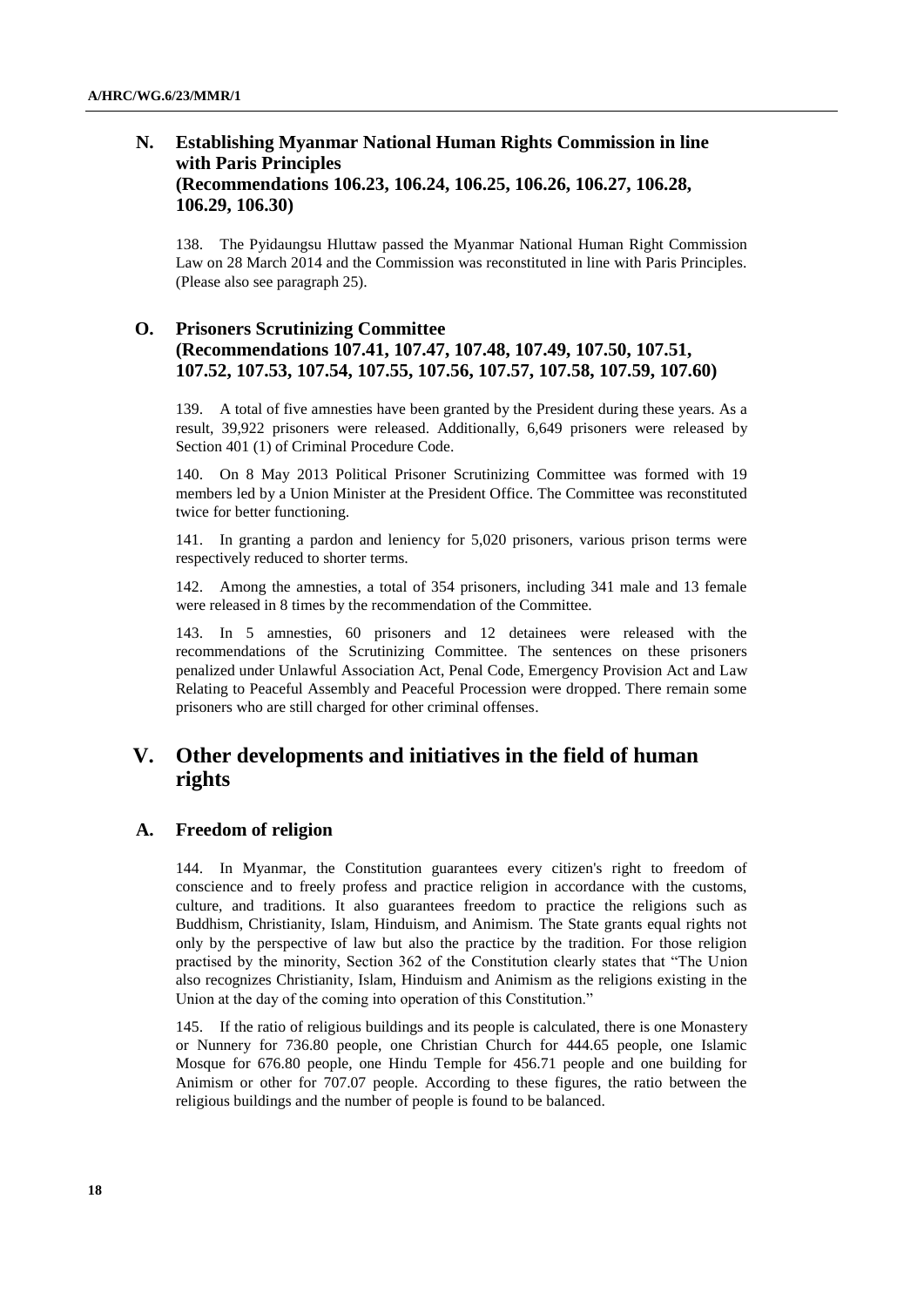### N. Establishing Myanmar National Human Rights Commission in line with Paris Principles (Recommendations 106.23, 106.24, 106.25, 106.26, 106.27, 106.28, 106.29, 106.30)

138. The Pyidaungsu Hluttaw passed the Myanmar National Human Right Commission Law on 28 March 2014 and the Commission was reconstituted in line with Paris Principles. (Please also see paragraph 25).

### O. Prisoners Scrutinizing Committee (Recommendations 107.41, 107.47, 107.48, 107.49, 107.50, 107.51, 107.52, 107.53, 107.54, 107.55, 107.56, 107.57, 107.58, 107.59, 107.60)

139. A total of five amnesties have been granted by the President during these years. As a result, 39,922 prisoners were released. Additionally, 6,649 prisoners were released by Section 401 (1) of Criminal Procedure Code.

140. On 8 May 2013 Political Prisoner Scrutinizing Committee was formed with 19 members led by a Union Minister at the President Office. The Committee was reconstituted twice for better functioning.

141. In granting a pardon and leniency for 5,020 prisoners, various prison terms were respectively reduced to shorter terms.

142. Among the amnesties, a total of 354 prisoners, including 341 male and 13 female were released in 8 times by the recommendation of the Committee.

143. In 5 amnesties, 60 prisoners and 12 detainees were released with the recommendations of the Scrutinizing Committee. The sentences on these prisoners penalized under Unlawful Association Act, Penal Code, Emergency Provision Act and Law Relating to Peaceful Assembly and Peaceful Procession were dropped. There remain some prisoners who are still charged for other criminal offenses.

## V. Other developments and initiatives in the field of human rights

### A. Freedom of religion

144. In Myanmar, the Constitution guarantees every citizen's right to freedom of conscience and to freely profess and practice religion in accordance with the customs, culture, and traditions. It also guarantees freedom to practice the religions such as Buddhism, Christianity, Islam, Hinduism, and Animism. The State grants equal rights not only by the perspective of law but also the practice by the tradition. For those religion practised by the minority, Section 362 of the Constitution clearly states that "The Union also recognizes Christianity, Islam, Hinduism and Animism as the religions existing in the Union at the day of the coming into operation of this Constitution."

145. If the ratio of religious buildings and its people is calculated, there is one Monastery or Nunnery for 736.80 people, one Christian Church for 444.65 people, one Islamic Mosque for 676.80 people, one Hindu Temple for 456.71 people and one building for Animism or other for 707.07 people. According to these figures, the ratio between the religious buildings and the number of people is found to be balanced.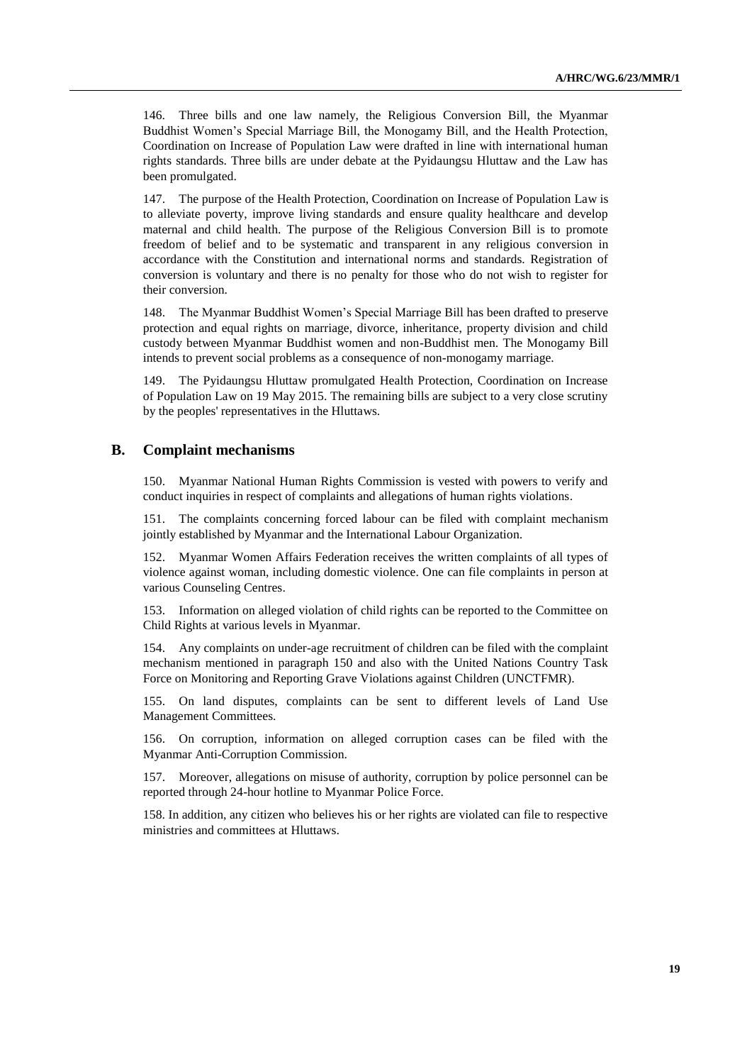146. Three bills and one law namely, the Religious Conversion Bill, the Myanmar Buddhist Women's Special Marriage Bill, the Monogamy Bill, and the Health Protection, Coordination on Increase of Population Law were drafted in line with international human rights standards. Three bills are under debate at the Pyidaungsu Hluttaw and the Law has been promulgated.

147. The purpose of the Health Protection, Coordination on Increase of Population Law is to alleviate poverty, improve living standards and ensure quality healthcare and develop maternal and child health. The purpose of the Religious Conversion Bill is to promote freedom of belief and to be systematic and transparent in any religious conversion in accordance with the Constitution and international norms and standards. Registration of conversion is voluntary and there is no penalty for those who do not wish to register for their conversion.

148. The Myanmar Buddhist Women's Special Marriage Bill has been drafted to preserve protection and equal rights on marriage, divorce, inheritance, property division and child custody between Myanmar Buddhist women and non-Buddhist men. The Monogamy Bill intends to prevent social problems as a consequence of non-monogamy marriage.

149. The Pyidaungsu Hluttaw promulgated Health Protection, Coordination on Increase of Population Law on 19 May 2015. The remaining bills are subject to a very close scrutiny by the peoples' representatives in the Hluttaws.

## B. Complaint mechanisms

150. Myanmar National Human Rights Commission is vested with powers to verify and conduct inquiries in respect of complaints and allegations of human rights violations.

151. The complaints concerning forced labour can be filed with complaint mechanism jointly established by Myanmar and the International Labour Organization.

152. Myanmar Women Affairs Federation receives the written complaints of all types of violence against woman, including domestic violence. One can file complaints in person at various Counseling Centres.

153. Information on alleged violation of child rights can be reported to the Committee on Child Rights at various levels in Myanmar.

154. Any complaints on under-age recruitment of children can be filed with the complaint mechanism mentioned in paragraph 150 and also with the United Nations Country Task Force on Monitoring and Reporting Grave Violations against Children (UNCTFMR).

155. On land disputes, complaints can be sent to different levels of Land Use Management Committees.

156. On corruption, information on alleged corruption cases can be filed with the Myanmar Anti-Corruption Commission.

157. Moreover, allegations on misuse of authority, corruption by police personnel can be reported through 24-hour hotline to Myanmar Police Force.

158. In addition, any citizen who believes his or her rights are violated can file to respective ministries and committees at Hluttaws.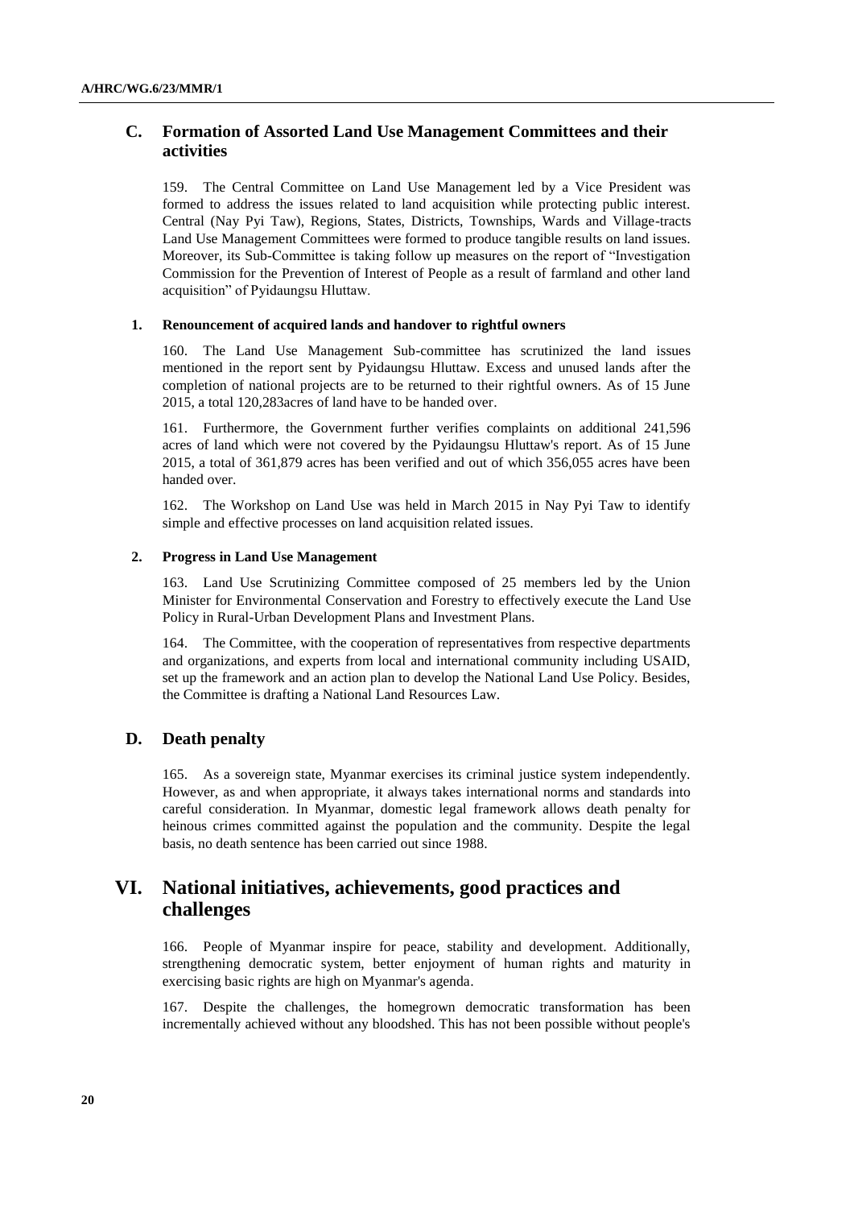## C. Formation of Assorted Land Use Management Committees and their activities

159. The Central Committee on Land Use Management led by a Vice President was formed to address the issues related to land acquisition while protecting public interest. Central (Nay Pyi Taw), Regions, States, Districts, Townships, Wards and Village-tracts Land Use Management Committees were formed to produce tangible results on land issues. Moreover, its Sub-Committee is taking follow up measures on the report of "Investigation Commission for the Prevention of Interest of People as a result of farmland and other land acquisition" of Pyidaungsu Hluttaw.

### 1. Renouncement of acquired lands and handover to rightful owners

160. The Land Use Management Sub-committee has scrutinized the land issues mentioned in the report sent by Pyidaungsu Hluttaw. Excess and unused lands after the completion of national projects are to be returned to their rightful owners. As of 15 June 2015, a total 120,283acres of land have to be handed over.

161. Furthermore, the Government further verifies complaints on additional 241,596 acres of land which were not covered by the Pyidaungsu Hluttaw's report. As of 15 June 2015, a total of 361,879 acres has been verified and out of which 356,055 acres have been handed over.

162. The Workshop on Land Use was held in March 2015 in Nay Pyi Taw to identify simple and effective processes on land acquisition related issues.

### 2. Progress in Land Use Management

163. Land Use Scrutinizing Committee composed of 25 members led by the Union Minister for Environmental Conservation and Forestry to effectively execute the Land Use Policy in Rural-Urban Development Plans and Investment Plans.

164. The Committee, with the cooperation of representatives from respective departments and organizations, and experts from local and international community including USAID, set up the framework and an action plan to develop the National Land Use Policy. Besides, the Committee is drafting a National Land Resources Law.

## D. Death penalty

165. As a sovereign state, Myanmar exercises its criminal justice system independently. However, as and when appropriate, it always takes international norms and standards into careful consideration. In Myanmar, domestic legal framework allows death penalty for heinous crimes committed against the population and the community. Despite the legal basis, no death sentence has been carried out since 1988.

# VI. National initiatives, achievements, good practices and challenges

166. People of Myanmar inspire for peace, stability and development. Additionally, strengthening democratic system, better enjoyment of human rights and maturity in exercising basic rights are high on Myanmar's agenda.

167. Despite the challenges, the homegrown democratic transformation has been incrementally achieved without any bloodshed. This has not been possible without people's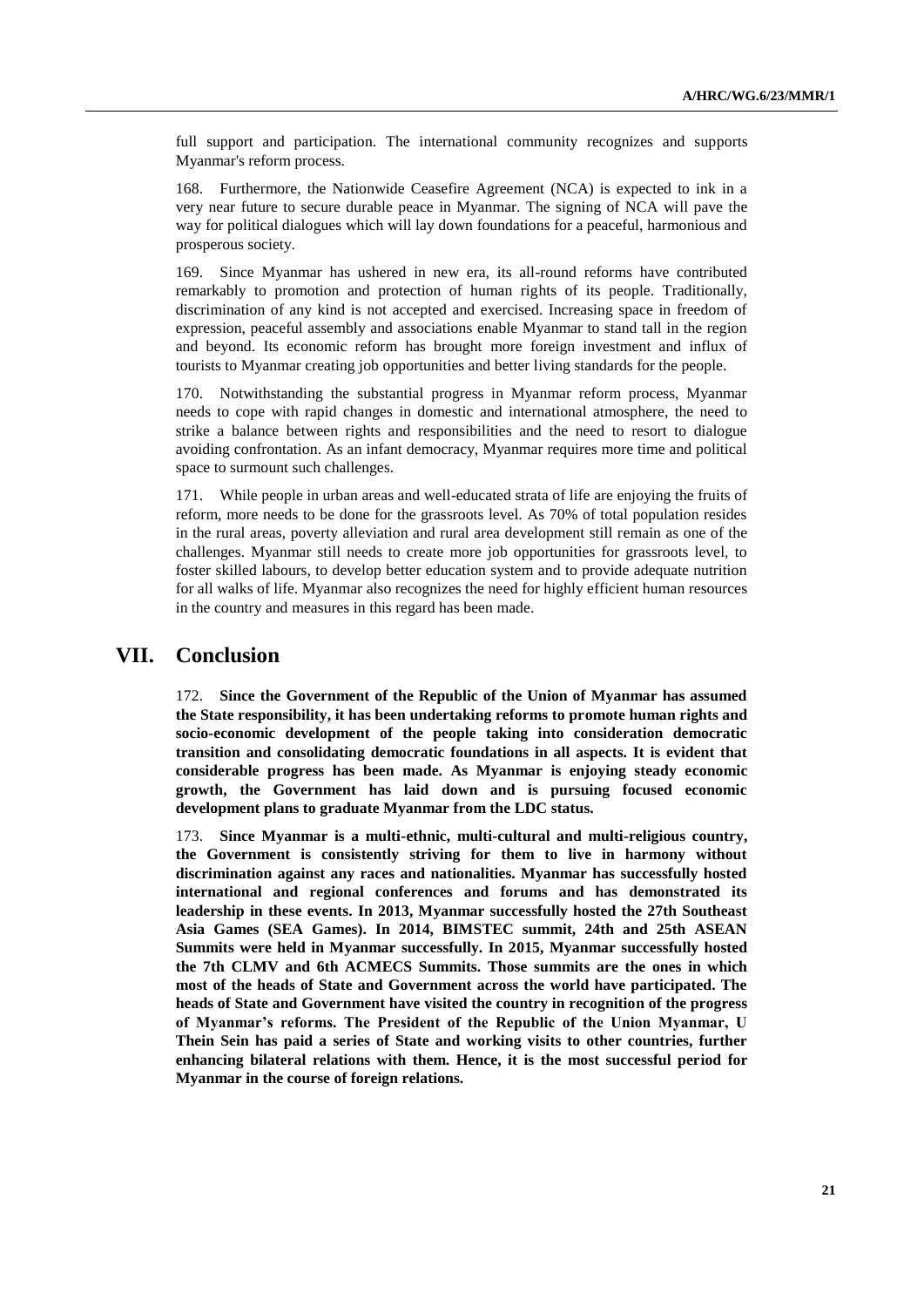full support and participation. The international community recognizes and supports Myanmar's reform process.

168. Furthermore, the Nationwide Ceasefire Agreement (NCA) is expected to ink in a very near future to secure durable peace in Myanmar. The signing of NCA will pave the way for political dialogues which will lay down foundations for a peaceful, harmonious and prosperous society.

169. Since Myanmar has ushered in new era, its all-round reforms have contributed remarkably to promotion and protection of human rights of its people. Traditionally, discrimination of any kind is not accepted and exercised. Increasing space in freedom of expression, peaceful assembly and associations enable Myanmar to stand tall in the region and beyond. Its economic reform has brought more foreign investment and influx of tourists to Myanmar creating job opportunities and better living standards for the people.

170. Notwithstanding the substantial progress in Myanmar reform process, Myanmar needs to cope with rapid changes in domestic and international atmosphere, the need to strike a balance between rights and responsibilities and the need to resort to dialogue avoiding confrontation. As an infant democracy, Myanmar requires more time and political space to surmount such challenges.

171. While people in urban areas and well-educated strata of life are enjoying the fruits of reform, more needs to be done for the grassroots level. As 70% of total population resides in the rural areas, poverty alleviation and rural area development still remain as one of the challenges. Myanmar still needs to create more job opportunities for grassroots level, to foster skilled labours, to develop better education system and to provide adequate nutrition for all walks of life. Myanmar also recognizes the need for highly efficient human resources in the country and measures in this regard has been made.

# VII. Conclusion

172. **Since the Government of the Republic of the Union of Myanmar has assumed the State responsibility, it has been undertaking reforms to promote human rights and socio-economic development of the people taking into consideration democratic transition and consolidating democratic foundations in all aspects. It is evident that considerable progress has been made. As Myanmar is enjoying steady economic growth, the Government has laid down and is pursuing focused economic development plans to graduate Myanmar from the LDC status.**

173. **Since Myanmar is a multi-ethnic, multi-cultural and multi-religious country, the Government is consistently striving for them to live in harmony without discrimination against any races and nationalities. Myanmar has successfully hosted international and regional conferences and forums and has demonstrated its leadership in these events. In 2013, Myanmar successfully hosted the 27th Southeast Asia Games (SEA Games). In 2014, BIMSTEC summit, 24th and 25th ASEAN Summits were held in Myanmar successfully. In 2015, Myanmar successfully hosted the 7th CLMV and 6th ACMECS Summits. Those summits are the ones in which most of the heads of State and Government across the world have participated. The heads of State and Government have visited the country in recognition of the progress of Myanmar's reforms. The President of the Republic of the Union Myanmar, U Thein Sein has paid a series of State and working visits to other countries, further enhancing bilateral relations with them. Hence, it is the most successful period for Myanmar in the course of foreign relations.**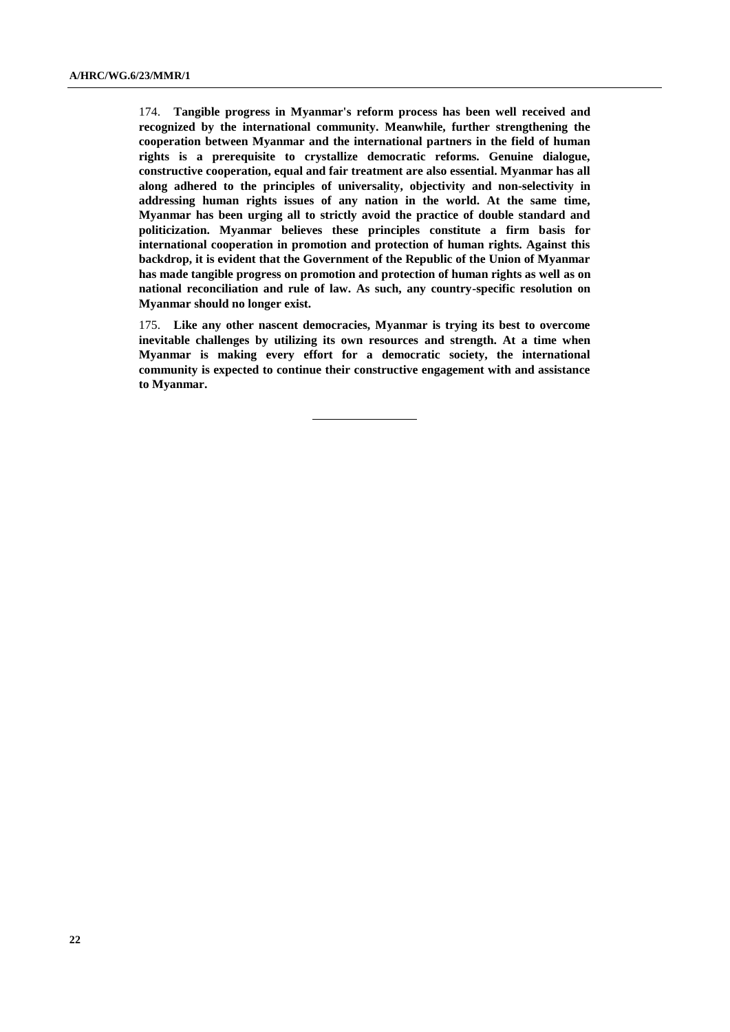174. **Tangible progress in Myanmar's reform process has been well received and recognized by the international community. Meanwhile, further strengthening the cooperation between Myanmar and the international partners in the field of human rights is a prerequisite to crystallize democratic reforms. Genuine dialogue, constructive cooperation, equal and fair treatment are also essential. Myanmar has all along adhered to the principles of universality, objectivity and non-selectivity in addressing human rights issues of any nation in the world. At the same time, Myanmar has been urging all to strictly avoid the practice of double standard and politicization. Myanmar believes these principles constitute a firm basis for international cooperation in promotion and protection of human rights. Against this backdrop, it is evident that the Government of the Republic of the Union of Myanmar has made tangible progress on promotion and protection of human rights as well as on national reconciliation and rule of law. As such, any country-specific resolution on Myanmar should no longer exist.**

175. **Like any other nascent democracies, Myanmar is trying its best to overcome inevitable challenges by utilizing its own resources and strength. At a time when Myanmar is making every effort for a democratic society, the international community is expected to continue their constructive engagement with and assistance to Myanmar.**